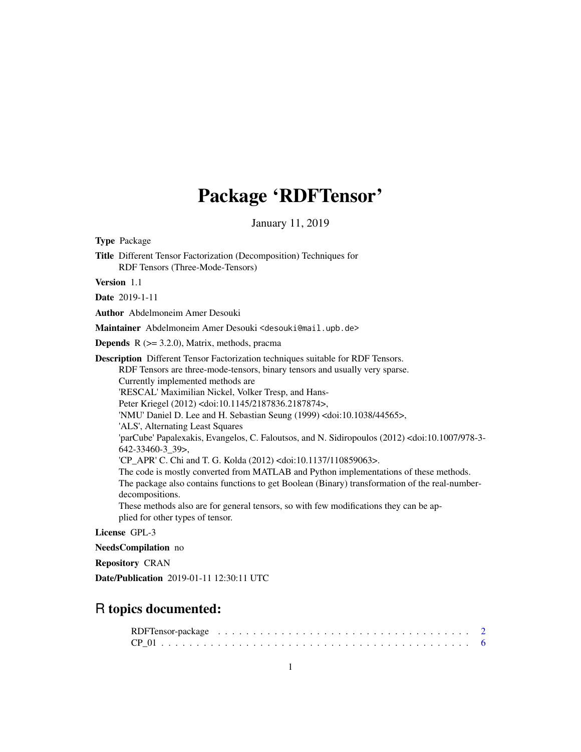# Package 'RDFTensor'

January 11, 2019

**Type** Package

**Title** Different Tensor Factorization (Decomposition) Techniques for RDF Tensors (Three-Mode-Tensors)

**Version** 1.1

**Date** 2019-1-11

**Author** Abdelmoneim Amer Desouki

**Maintainer** Abdelmoneim Amer Desouki <desouki@mail.upb.de>

**Depends** R (>= 3.2.0), Matrix, methods, pracma

**Description** Different Tensor Factorization techniques suitable for RDF Tensors.
RDF Tensors are three-mode-tensors, binary tensors and usually very sparse.
Currently implemented methods are
'RESCAL' Maximilian Nickel, Volker Tresp, and Hans-Peter Kriegel (2012) <doi:10.1145/2187836.2187874>,
'NMU' Daniel D. Lee and H. Sebastian Seung (1999) <doi:10.1038/44565>,
'ALS', Alternating Least Squares
'parCube' Papalexakis, Evangelos, C. Faloutsos, and N. Sidiropoulos (2012) <doi:10.1007/978-3-642-33460-3_39>,
'CP_APR' C. Chi and T. G. Kolda (2012) <doi:10.1137/110859063>.
The code is mostly converted from MATLAB and Python implementations of these methods.
The package also contains functions to get Boolean (Binary) transformation of the real-number-decompositions.
These methods also are for general tensors, so with few modifications they can be applied for other types of tensor.

**License** GPL-3

**NeedsCompilation** no

**Repository** CRAN

**Date/Publication** 2019-01-11 12:30:11 UTC

## R topics documented:

RDFTensor-package . . . . . . . . . . . . . . . . . . . . . . . . . . . . . . . . . . . 2
CP_01 . . . . . . . . . . . . . . . . . . . . . . . . . . . . . . . . . . . . . . . . . . 6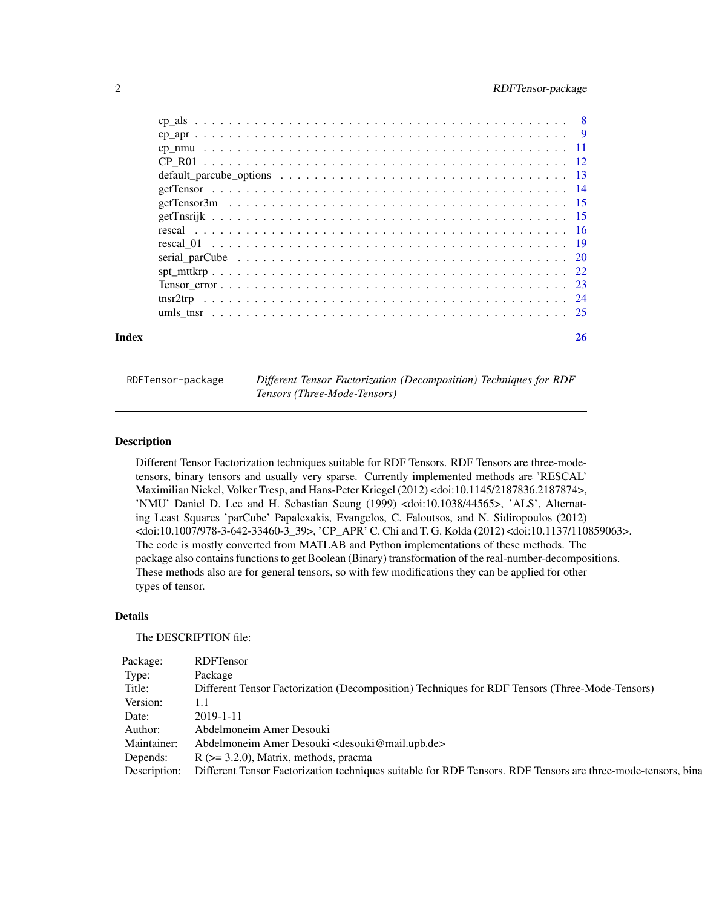cp_als . . . . . . . . . . . . . . . . . . . . . . . . . . . . . . . . . . . . . . . . 8
cp_apr . . . . . . . . . . . . . . . . . . . . . . . . . . . . . . . . . . . . . . . . 9
cp_nmu . . . . . . . . . . . . . . . . . . . . . . . . . . . . . . . . . . . . . . . 11
CP_R01 . . . . . . . . . . . . . . . . . . . . . . . . . . . . . . . . . . . . . . . 12
default_parcube_options . . . . . . . . . . . . . . . . . . . . . . . . . . . . . . 13
getTensor . . . . . . . . . . . . . . . . . . . . . . . . . . . . . . . . . . . . . . 14
getTensor3m . . . . . . . . . . . . . . . . . . . . . . . . . . . . . . . . . . . . 15
getTnsrijk . . . . . . . . . . . . . . . . . . . . . . . . . . . . . . . . . . . . . 15
rescal . . . . . . . . . . . . . . . . . . . . . . . . . . . . . . . . . . . . . . . 16
rescal_01 . . . . . . . . . . . . . . . . . . . . . . . . . . . . . . . . . . . . . 19
serial_parCube . . . . . . . . . . . . . . . . . . . . . . . . . . . . . . . . . . . 20
spt_mttkrp . . . . . . . . . . . . . . . . . . . . . . . . . . . . . . . . . . . . . 22
Tensor_error . . . . . . . . . . . . . . . . . . . . . . . . . . . . . . . . . . . . 23
tnsr2trp . . . . . . . . . . . . . . . . . . . . . . . . . . . . . . . . . . . . . . 24
umls_tnsr . . . . . . . . . . . . . . . . . . . . . . . . . . . . . . . . . . . . . 25

**Index** **26**

---

`RDFTensor-package` *Different Tensor Factorization (Decomposition) Techniques for RDF Tensors (Three-Mode-Tensors)*

---

### Description

Different Tensor Factorization techniques suitable for RDF Tensors. RDF Tensors are three-mode-tensors, binary tensors and usually very sparse. Currently implemented methods are 'RESCAL' Maximilian Nickel, Volker Tresp, and Hans-Peter Kriegel (2012) <doi:10.1145/2187836.2187874>, 'NMU' Daniel D. Lee and H. Sebastian Seung (1999) <doi:10.1038/44565>, 'ALS', Alternating Least Squares 'parCube' Papalexakis, Evangelos, C. Faloutsos, and N. Sidiropoulos (2012) <doi:10.1007/978-3-642-33460-3_39>, 'CP_APR' C. Chi and T. G. Kolda (2012) <doi:10.1137/110859063>. The code is mostly converted from MATLAB and Python implementations of these methods. The package also contains functions to get Boolean (Binary) transformation of the real-number-decompositions. These methods also are for general tensors, so with few modifications they can be applied for other types of tensor.

### Details

The DESCRIPTION file:

| | |
|---|---|
| Package: | RDFTensor |
| Type: | Package |
| Title: | Different Tensor Factorization (Decomposition) Techniques for RDF Tensors (Three-Mode-Tensors) |
| Version: | 1.1 |
| Date: | 2019-1-11 |
| Author: | Abdelmoneim Amer Desouki |
| Maintainer: | Abdelmoneim Amer Desouki <desouki@mail.upb.de> |
| Depends: | R (>= 3.2.0), Matrix, methods, pracma |
| Description: | Different Tensor Factorization techniques suitable for RDF Tensors. RDF Tensors are three-mode-tensors, bina |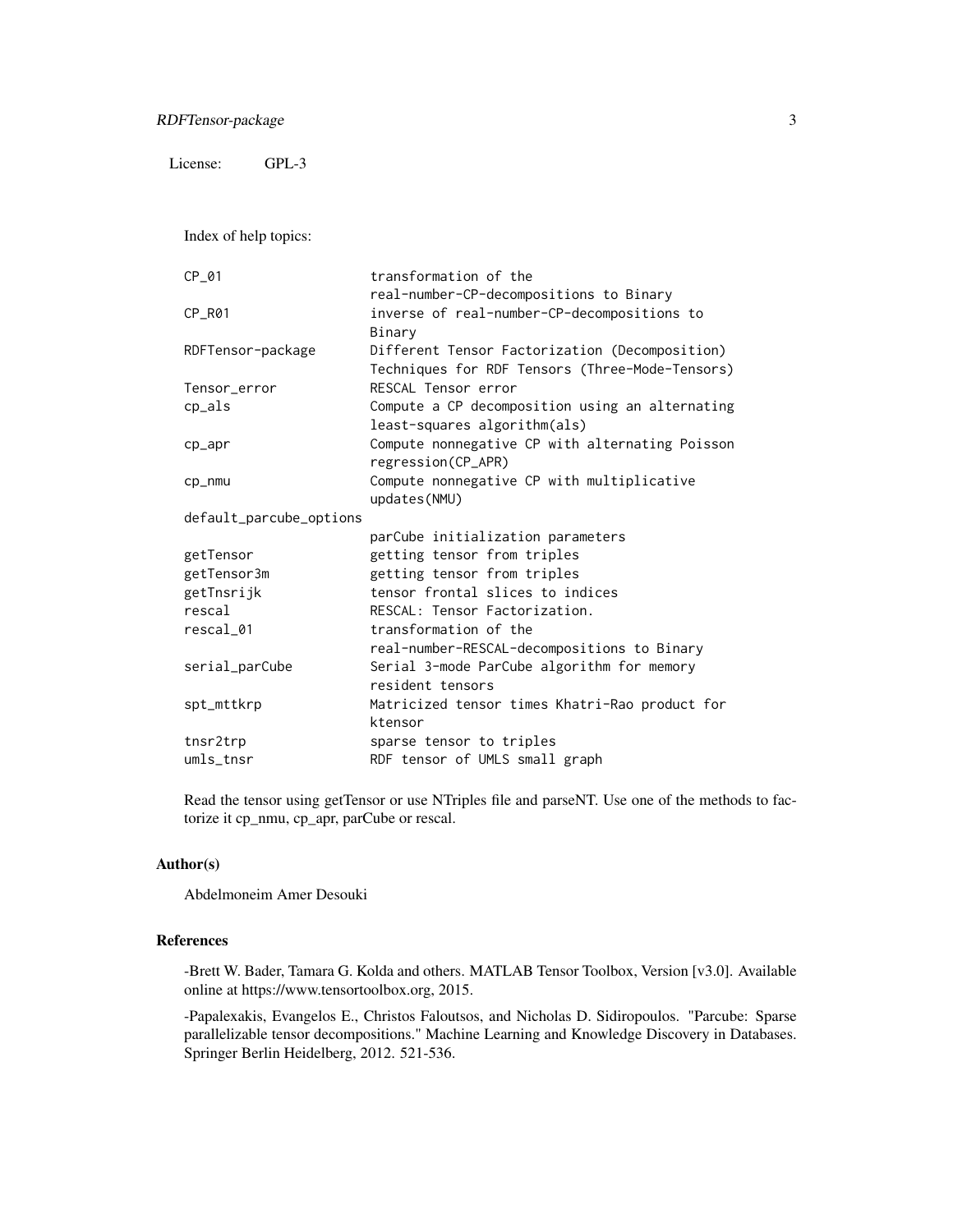License: GPL-3

Index of help topics:

```
CP_01                   transformation of the
                        real-number-CP-decompositions to Binary
CP_R01                  inverse of real-number-CP-decompositions to
                        Binary
RDFTensor-package       Different Tensor Factorization (Decomposition)
                        Techniques for RDF Tensors (Three-Mode-Tensors)
Tensor_error            RESCAL Tensor error
cp_als                  Compute a CP decomposition using an alternating
                        least-squares algorithm(als)
cp_apr                  Compute nonnegative CP with alternating Poisson
                        regression(CP_APR)
cp_nmu                  Compute nonnegative CP with multiplicative
                        updates(NMU)
default_parcube_options
                        parCube initialization parameters
getTensor               getting tensor from triples
getTensor3m             getting tensor from triples
getTnsrijk              tensor frontal slices to indices
rescal                  RESCAL: Tensor Factorization.
rescal_01               transformation of the
                        real-number-RESCAL-decompositions to Binary
serial_parCube          Serial 3-mode ParCube algorithm for memory
                        resident tensors
spt_mttkrp              Matricized tensor times Khatri-Rao product for
                        ktensor
tnsr2trp                sparse tensor to triples
umls_tnsr               RDF tensor of UMLS small graph
```

Read the tensor using getTensor or use NTriples file and parseNT. Use one of the methods to factorize it cp_nmu, cp_apr, parCube or rescal.

## Author(s)

Abdelmoneim Amer Desouki

## References

-Brett W. Bader, Tamara G. Kolda and others. MATLAB Tensor Toolbox, Version [v3.0]. Available online at https://www.tensortoolbox.org, 2015.

-Papalexakis, Evangelos E., Christos Faloutsos, and Nicholas D. Sidiropoulos. "Parcube: Sparse parallelizable tensor decompositions." Machine Learning and Knowledge Discovery in Databases. Springer Berlin Heidelberg, 2012. 521-536.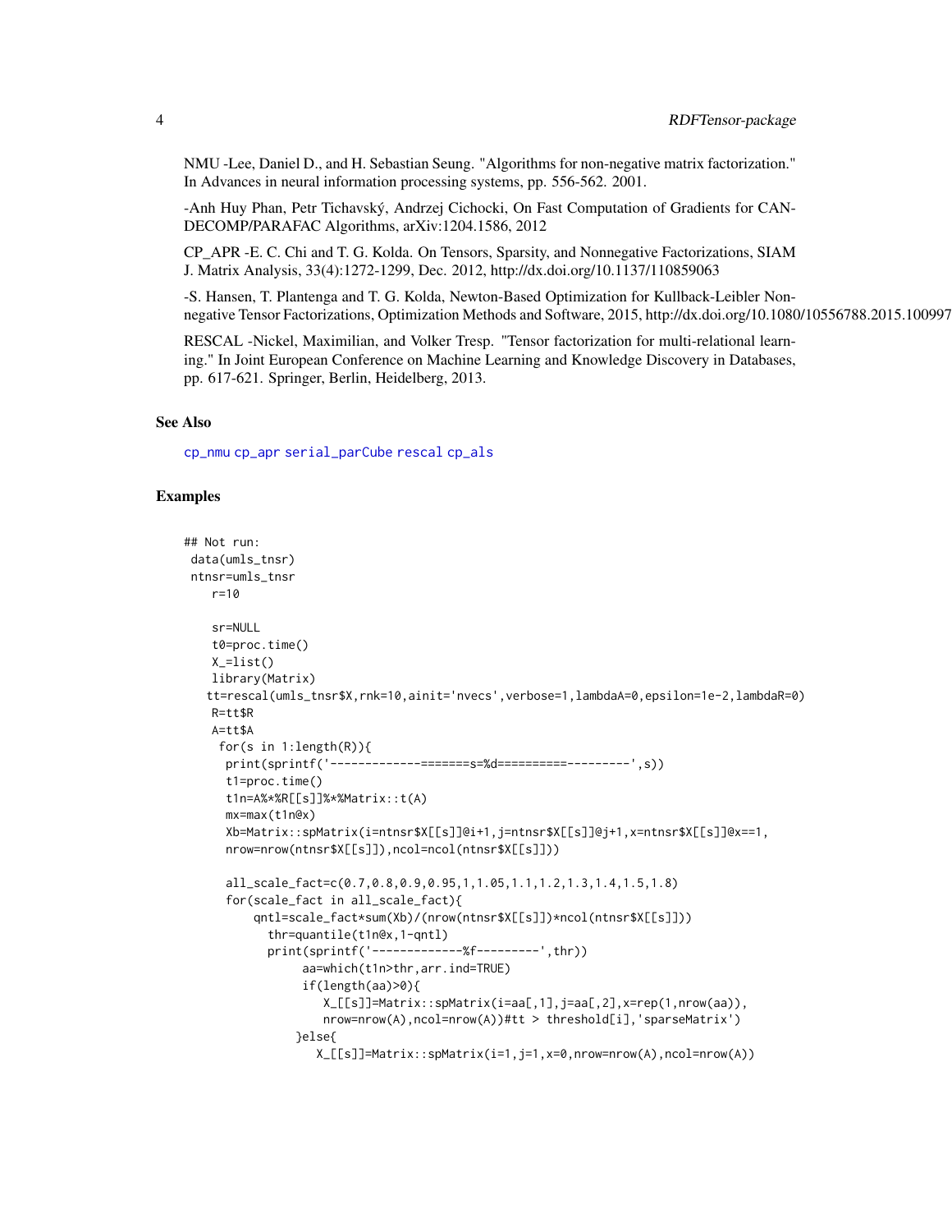NMU -Lee, Daniel D., and H. Sebastian Seung. "Algorithms for non-negative matrix factorization." In Advances in neural information processing systems, pp. 556-562. 2001.

-Anh Huy Phan, Petr Tichavský, Andrzej Cichocki, On Fast Computation of Gradients for CANDECOMP/PARAFAC Algorithms, arXiv:1204.1586, 2012

CP_APR -E. C. Chi and T. G. Kolda. On Tensors, Sparsity, and Nonnegative Factorizations, SIAM J. Matrix Analysis, 33(4):1272-1299, Dec. 2012, http://dx.doi.org/10.1137/110859063

-S. Hansen, T. Plantenga and T. G. Kolda, Newton-Based Optimization for Kullback-Leibler Nonnegative Tensor Factorizations, Optimization Methods and Software, 2015, http://dx.doi.org/10.1080/10556788.2015.100997

RESCAL -Nickel, Maximilian, and Volker Tresp. "Tensor factorization for multi-relational learning." In Joint European Conference on Machine Learning and Knowledge Discovery in Databases, pp. 617-621. Springer, Berlin, Heidelberg, 2013.

## See Also

cp_nmu cp_apr serial_parCube rescal cp_als

## Examples

```
## Not run:
 data(umls_tnsr)
 ntnsr=umls_tnsr
    r=10

    sr=NULL
    t0=proc.time()
    X_=list()
    library(Matrix)
   tt=rescal(umls_tnsr$X,rnk=10,ainit='nvecs',verbose=1,lambdaA=0,epsilon=1e-2,lambdaR=0)
    R=tt$R
    A=tt$A
     for(s in 1:length(R)){
      print(sprintf('-------------=======s=%d=========---------',s))
      t1=proc.time()
      t1n=A%*%R[[s]]%*%Matrix::t(A)
      mx=max(t1n@x)
      Xb=Matrix::spMatrix(i=ntnsr$X[[s]]@i+1,j=ntnsr$X[[s]]@j+1,x=ntnsr$X[[s]]@x==1,
      nrow=nrow(ntnsr$X[[s]]),ncol=ncol(ntnsr$X[[s]]))

      all_scale_fact=c(0.7,0.8,0.9,0.95,1,1.05,1.1,1.2,1.3,1.4,1.5,1.8)
      for(scale_fact in all_scale_fact){
          qntl=scale_fact*sum(Xb)/(nrow(ntnsr$X[[s]])*ncol(ntnsr$X[[s]]))
            thr=quantile(t1n@x,1-qntl)
            print(sprintf('-------------%f---------',thr))
                 aa=which(t1n>thr,arr.ind=TRUE)
                 if(length(aa)>0){
                    X_[[s]]=Matrix::spMatrix(i=aa[,1],j=aa[,2],x=rep(1,nrow(aa)),
                    nrow=nrow(A),ncol=nrow(A))#tt > threshold[i],'sparseMatrix')
                }else{
                   X_[[s]]=Matrix::spMatrix(i=1,j=1,x=0,nrow=nrow(A),ncol=nrow(A))
```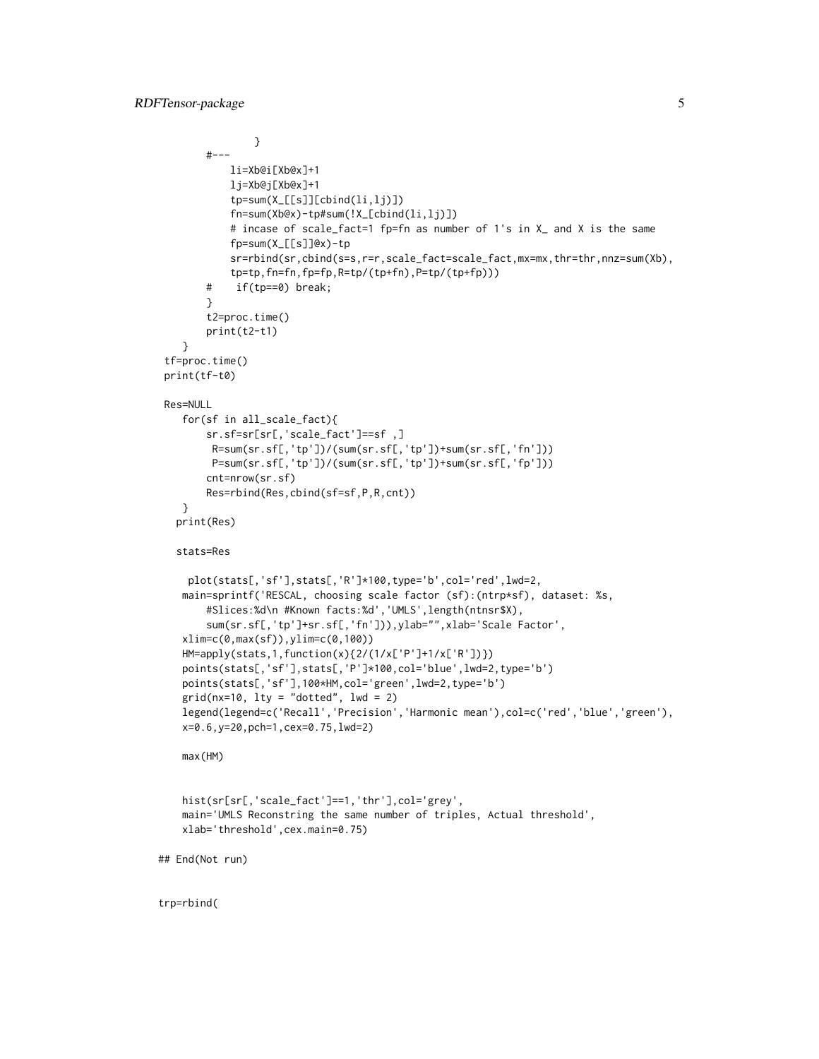```
            }
        #---
            li=Xb@i[Xb@x]+1
            lj=Xb@j[Xb@x]+1
            tp=sum(X_[[s]][cbind(li,lj)])
            fn=sum(Xb@x)-tp#sum(!X_[cbind(li,lj)])
            # incase of scale_fact=1 fp=fn as number of 1's in X_ and X is the same
            fp=sum(X_[[s]]@x)-tp
            sr=rbind(sr,cbind(s=s,r=r,scale_fact=scale_fact,mx=mx,thr=thr,nnz=sum(Xb),
            tp=tp,fn=fn,fp=fp,R=tp/(tp+fn),P=tp/(tp+fp)))
        #    if(tp==0) break;
        }
        t2=proc.time()
        print(t2-t1)
    }
 tf=proc.time()
 print(tf-t0)

 Res=NULL
    for(sf in all_scale_fact){
        sr.sf=sr[sr[,'scale_fact']==sf ,]
         R=sum(sr.sf[,'tp'])/(sum(sr.sf[,'tp'])+sum(sr.sf[,'fn']))
         P=sum(sr.sf[,'tp'])/(sum(sr.sf[,'tp'])+sum(sr.sf[,'fp']))
        cnt=nrow(sr.sf)
        Res=rbind(Res,cbind(sf=sf,P,R,cnt))
    }
   print(Res)

   stats=Res

     plot(stats[,'sf'],stats[,'R']*100,type='b',col='red',lwd=2,
    main=sprintf('RESCAL, choosing scale factor (sf):(ntrp*sf), dataset: %s,
        #Slices:%d\n #Known facts:%d','UMLS',length(ntnsr$X),
        sum(sr.sf[,'tp']+sr.sf[,'fn'])),ylab="",xlab='Scale Factor',
    xlim=c(0,max(sf)),ylim=c(0,100))
    HM=apply(stats,1,function(x){2/(1/x['P']+1/x['R'])})
    points(stats[,'sf'],stats[,'P']*100,col='blue',lwd=2,type='b')
    points(stats[,'sf'],100*HM,col='green',lwd=2,type='b')
    grid(nx=10, lty = "dotted", lwd = 2)
    legend(legend=c('Recall','Precision','Harmonic mean'),col=c('red','blue','green'),
    x=0.6,y=20,pch=1,cex=0.75,lwd=2)

    max(HM)


    hist(sr[sr[,'scale_fact']==1,'thr'],col='grey',
    main='UMLS Reconstring the same number of triples, Actual threshold',
    xlab='threshold',cex.main=0.75)

## End(Not run)


trp=rbind(
```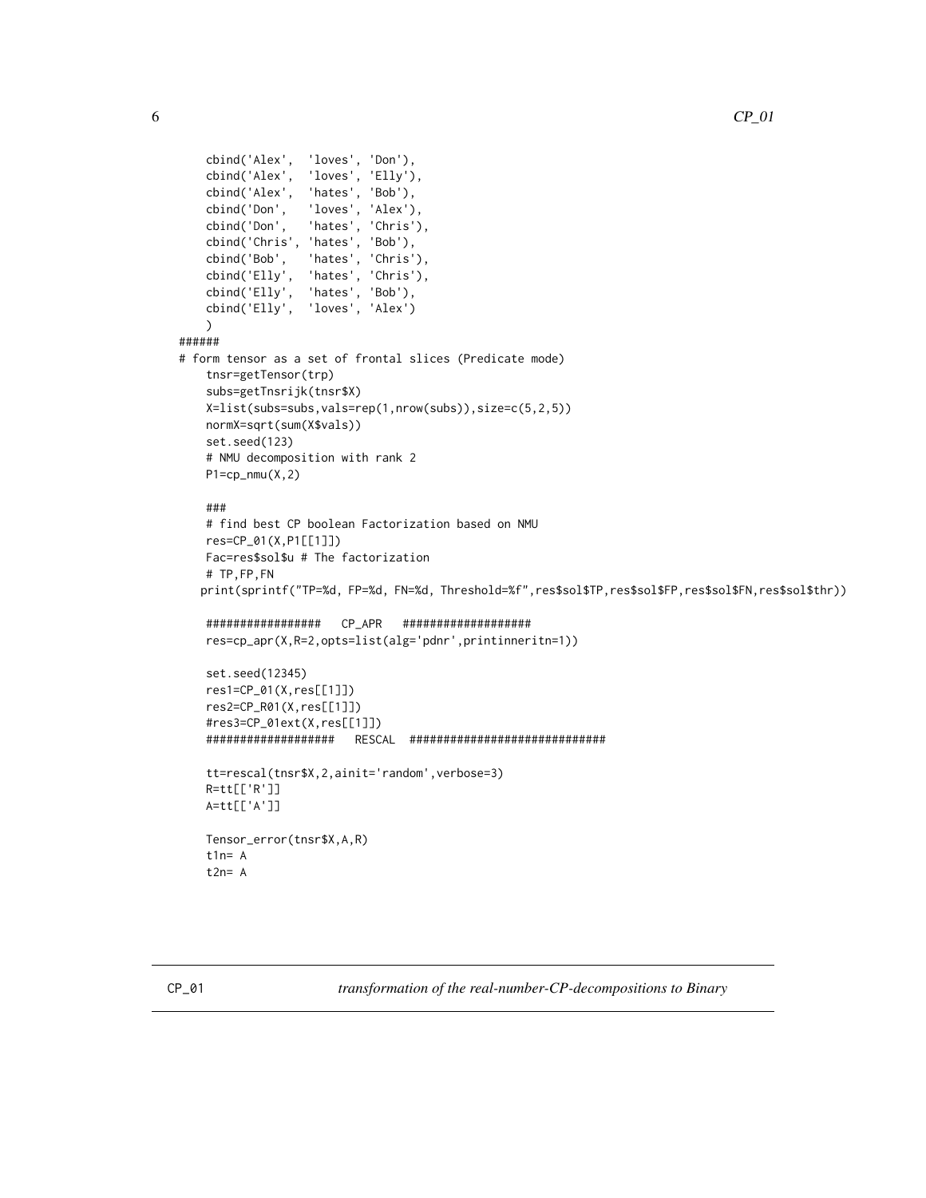```
    cbind('Alex',  'loves', 'Don'),
    cbind('Alex',  'loves', 'Elly'),
    cbind('Alex',  'hates', 'Bob'),
    cbind('Don',   'loves', 'Alex'),
    cbind('Don',   'hates', 'Chris'),
    cbind('Chris', 'hates', 'Bob'),
    cbind('Bob',   'hates', 'Chris'),
    cbind('Elly',  'hates', 'Chris'),
    cbind('Elly',  'hates', 'Bob'),
    cbind('Elly',  'loves', 'Alex')
    )
######
# form tensor as a set of frontal slices (Predicate mode)
    tnsr=getTensor(trp)
    subs=getTnsrijk(tnsr$X)
    X=list(subs=subs,vals=rep(1,nrow(subs)),size=c(5,2,5))
    normX=sqrt(sum(X$vals))
    set.seed(123)
    # NMU decomposition with rank 2
    P1=cp_nmu(X,2)

    ###
    # find best CP boolean Factorization based on NMU
    res=CP_01(X,P1[[1]])
    Fac=res$sol$u # The factorization
    # TP,FP,FN
   print(sprintf("TP=%d, FP=%d, FN=%d, Threshold=%f",res$sol$TP,res$sol$FP,res$sol$FN,res$sol$thr))

    #################   CP_APR   ##################
    res=cp_apr(X,R=2,opts=list(alg='pdnr',printinneritn=1))

    set.seed(12345)
    res1=CP_01(X,res[[1]])
    res2=CP_R01(X,res[[1]])
    #res3=CP_01ext(X,res[[1]])
    ##################   RESCAL  ############################

    tt=rescal(tnsr$X,2,ainit='random',verbose=3)
    R=tt[['R']]
    A=tt[['A']]

    Tensor_error(tnsr$X,A,R)
    t1n= A
    t2n= A
```

---

CP_01    *transformation of the real-number-CP-decompositions to Binary*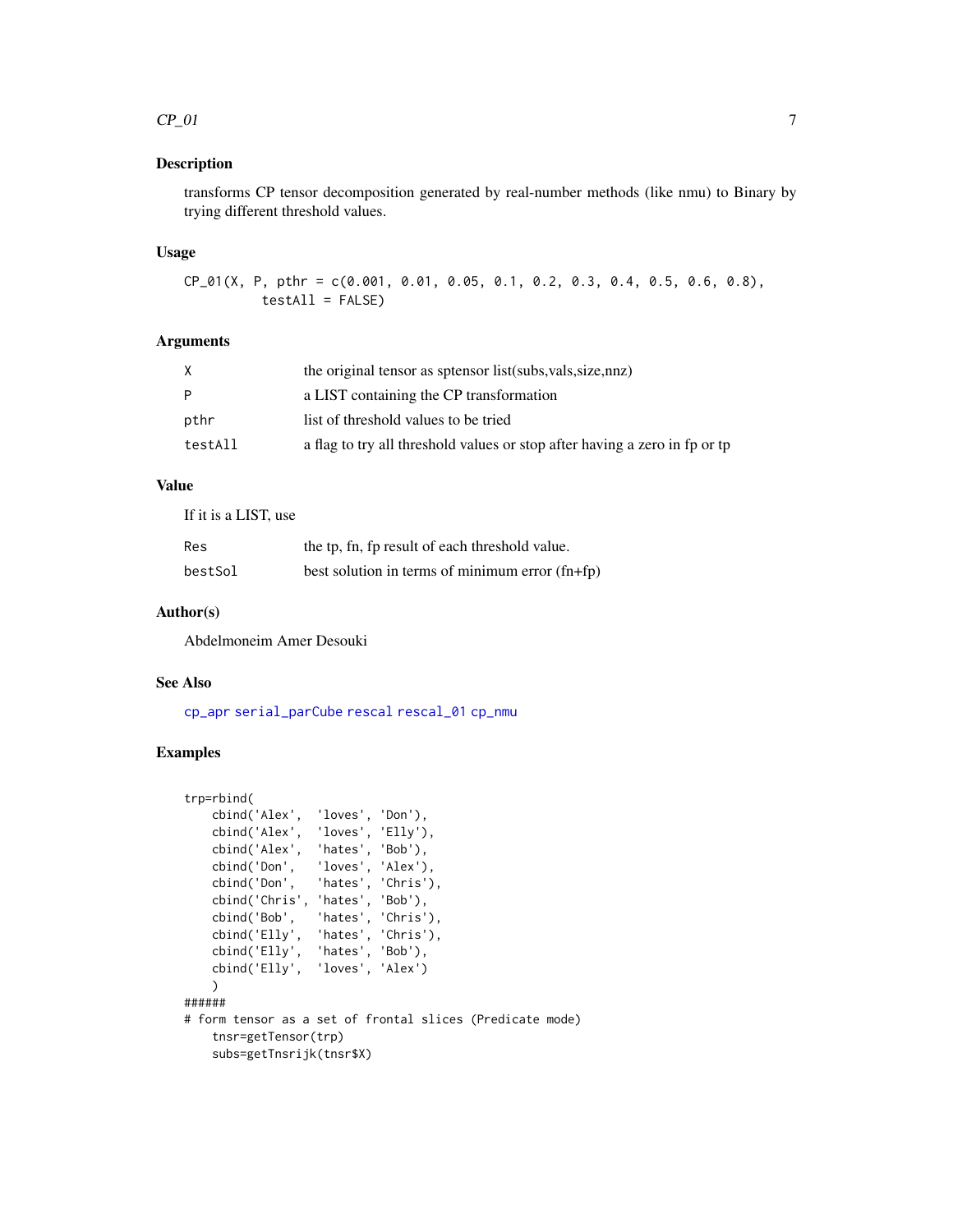## Description

transforms CP tensor decomposition generated by real-number methods (like nmu) to Binary by trying different threshold values.

## Usage

```
CP_01(X, P, pthr = c(0.001, 0.01, 0.05, 0.1, 0.2, 0.3, 0.4, 0.5, 0.6, 0.8),
           testAll = FALSE)
```

## Arguments

| | |
|---|---|
| X | the original tensor as sptensor list(subs,vals,size,nnz) |
| P | a LIST containing the CP transformation |
| pthr | list of threshold values to be tried |
| testAll | a flag to try all threshold values or stop after having a zero in fp or tp |

## Value

If it is a LIST, use

| | |
|---|---|
| Res | the tp, fn, fp result of each threshold value. |
| bestSol | best solution in terms of minimum error (fn+fp) |

## Author(s)

Abdelmoneim Amer Desouki

## See Also

cp_apr serial_parCube rescal rescal_01 cp_nmu

## Examples

```
trp=rbind(
    cbind('Alex',  'loves', 'Don'),
    cbind('Alex',  'loves', 'Elly'),
    cbind('Alex',  'hates', 'Bob'),
    cbind('Don',   'loves', 'Alex'),
    cbind('Don',   'hates', 'Chris'),
    cbind('Chris', 'hates', 'Bob'),
    cbind('Bob',   'hates', 'Chris'),
    cbind('Elly',  'hates', 'Chris'),
    cbind('Elly',  'hates', 'Bob'),
    cbind('Elly',  'loves', 'Alex')
    )
######
# form tensor as a set of frontal slices (Predicate mode)
    tnsr=getTensor(trp)
    subs=getTnsrijk(tnsr$X)
```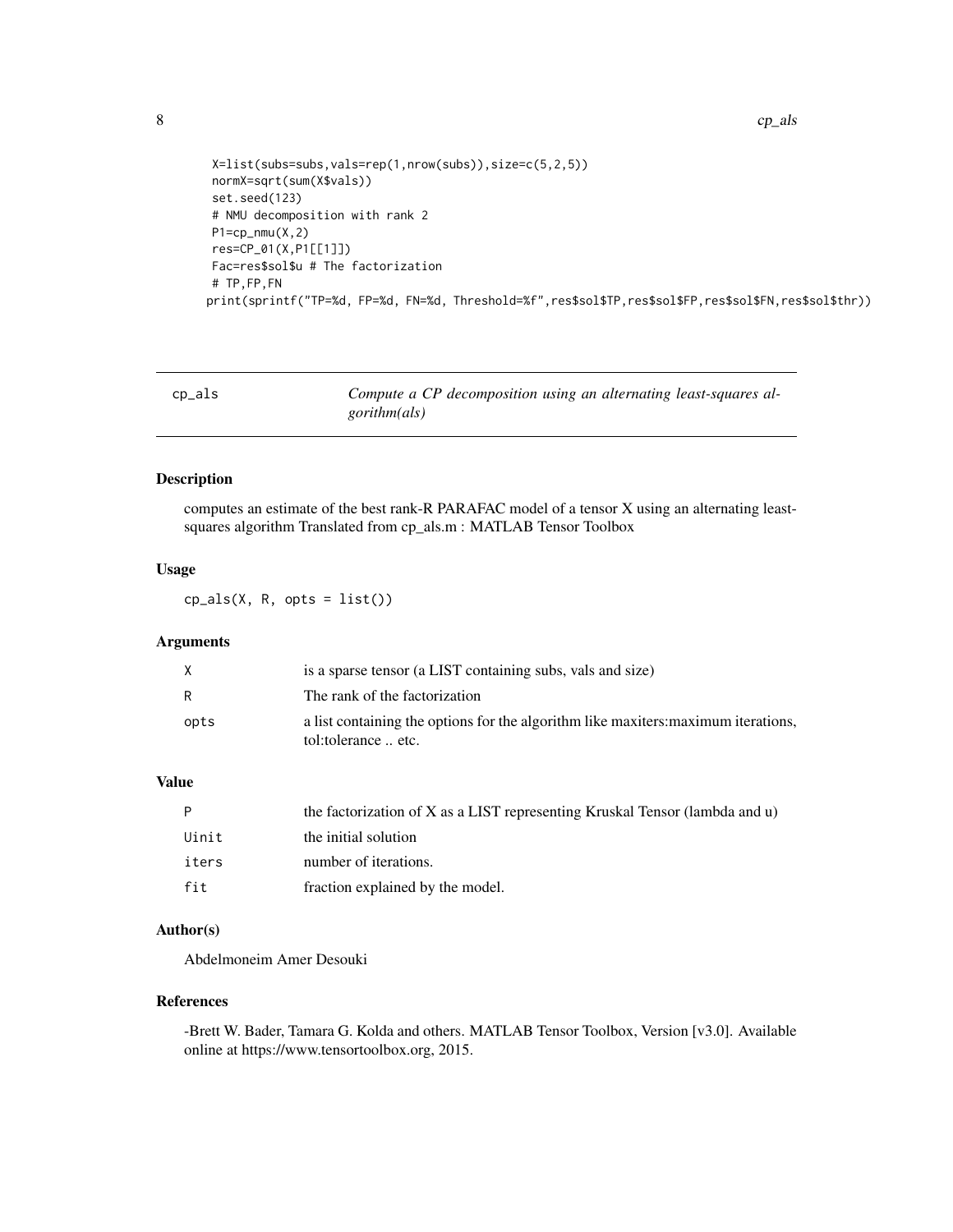```
X=list(subs=subs,vals=rep(1,nrow(subs)),size=c(5,2,5))
normX=sqrt(sum(X$vals))
set.seed(123)
# NMU decomposition with rank 2
P1=cp_nmu(X,2)
res=CP_01(X,P1[[1]])
Fac=res$sol$u # The factorization
# TP,FP,FN
print(sprintf("TP=%d, FP=%d, FN=%d, Threshold=%f",res$sol$TP,res$sol$FP,res$sol$FN,res$sol$thr))
```

---

## cp_als — *Compute a CP decomposition using an alternating least-squares algorithm(als)*

### Description

computes an estimate of the best rank-R PARAFAC model of a tensor X using an alternating least-squares algorithm Translated from cp_als.m : MATLAB Tensor Toolbox

### Usage

```
cp_als(X, R, opts = list())
```

### Arguments

| | |
|---|---|
| X | is a sparse tensor (a LIST containing subs, vals and size) |
| R | The rank of the factorization |
| opts | a list containing the options for the algorithm like maxiters:maximum iterations, tol:tolerance .. etc. |

### Value

| | |
|---|---|
| P | the factorization of X as a LIST representing Kruskal Tensor (lambda and u) |
| Uinit | the initial solution |
| iters | number of iterations. |
| fit | fraction explained by the model. |

### Author(s)

Abdelmoneim Amer Desouki

### References

-Brett W. Bader, Tamara G. Kolda and others. MATLAB Tensor Toolbox, Version [v3.0]. Available online at https://www.tensortoolbox.org, 2015.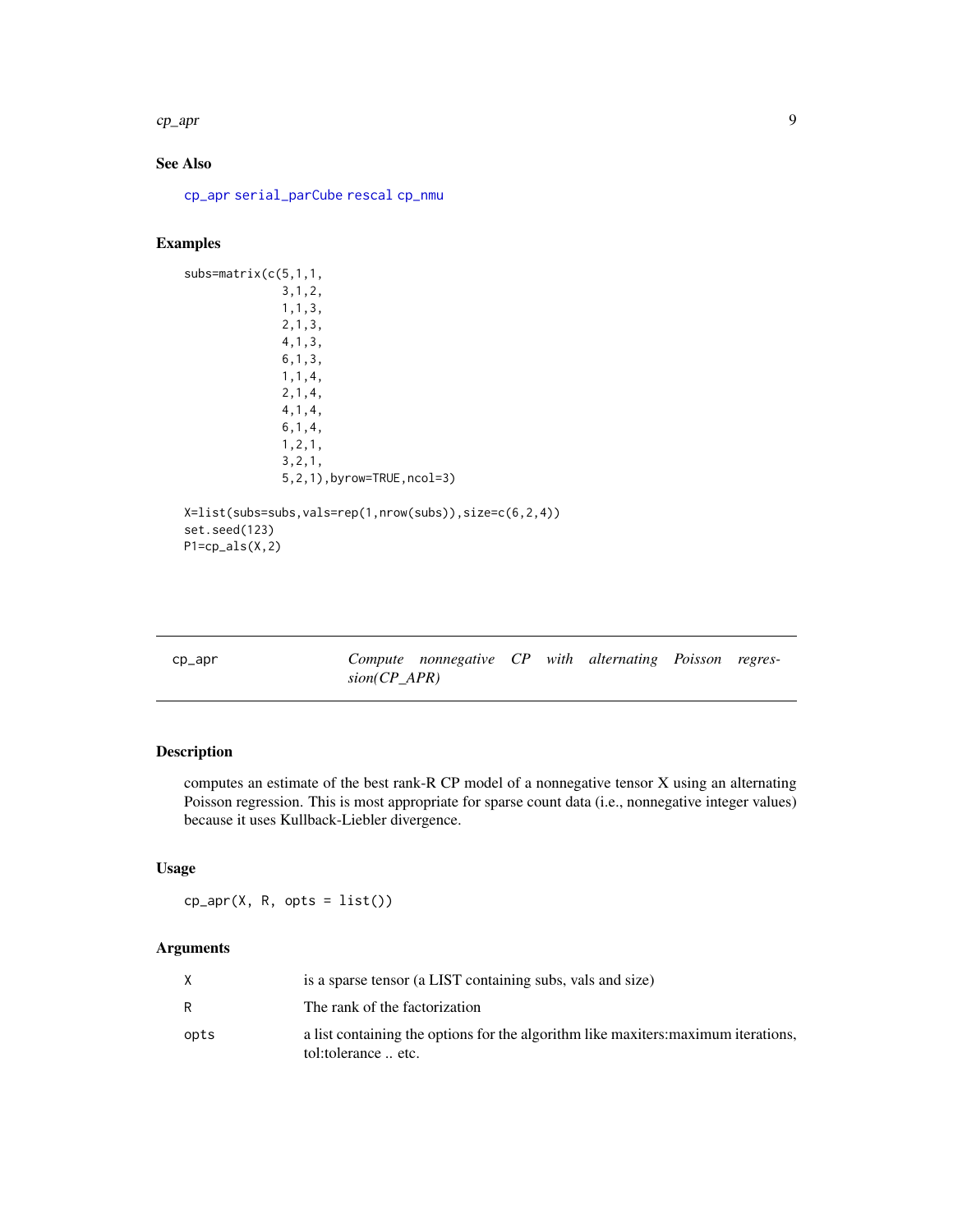## See Also

cp_apr serial_parCube rescal cp_nmu

## Examples

```
subs=matrix(c(5,1,1,
              3,1,2,
              1,1,3,
              2,1,3,
              4,1,3,
              6,1,3,
              1,1,4,
              2,1,4,
              4,1,4,
              6,1,4,
              1,2,1,
              3,2,1,
              5,2,1),byrow=TRUE,ncol=3)

X=list(subs=subs,vals=rep(1,nrow(subs)),size=c(6,2,4))
set.seed(123)
P1=cp_als(X,2)
```

---

| cp_apr | *Compute nonnegative CP with alternating Poisson regression(CP_APR)* |
|---|---|

## Description

computes an estimate of the best rank-R CP model of a nonnegative tensor X using an alternating Poisson regression. This is most appropriate for sparse count data (i.e., nonnegative integer values) because it uses Kullback-Liebler divergence.

## Usage

```
cp_apr(X, R, opts = list())
```

## Arguments

| | |
|---|---|
| X | is a sparse tensor (a LIST containing subs, vals and size) |
| R | The rank of the factorization |
| opts | a list containing the options for the algorithm like maxiters:maximum iterations, tol:tolerance .. etc. |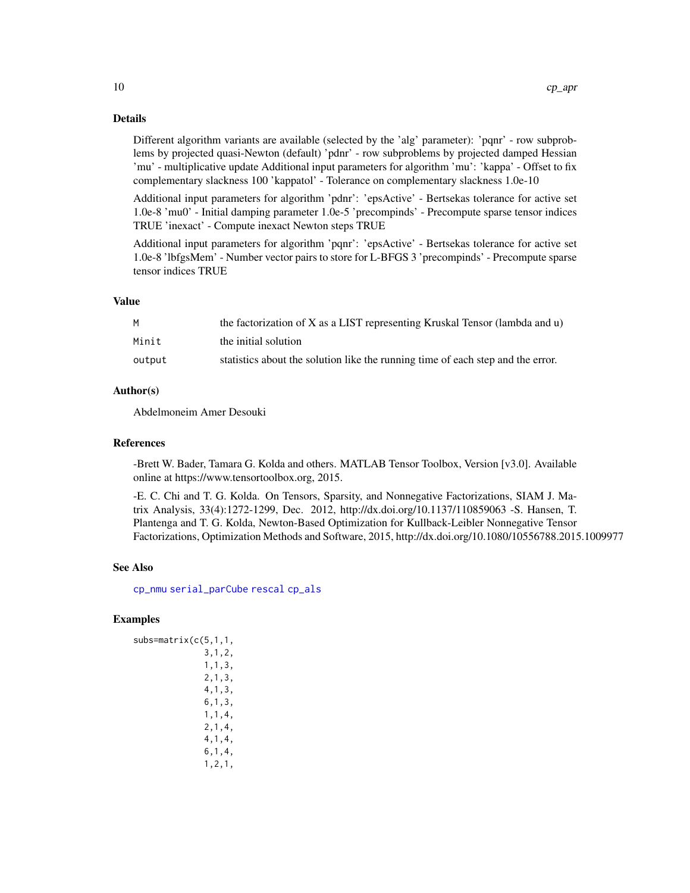### Details

Different algorithm variants are available (selected by the 'alg' parameter): 'pqnr' - row subproblems by projected quasi-Newton (default) 'pdnr' - row subproblems by projected damped Hessian 'mu' - multiplicative update Additional input parameters for algorithm 'mu': 'kappa' - Offset to fix complementary slackness 100 'kappatol' - Tolerance on complementary slackness 1.0e-10

Additional input parameters for algorithm 'pdnr': 'epsActive' - Bertsekas tolerance for active set 1.0e-8 'mu0' - Initial damping parameter 1.0e-5 'precompinds' - Precompute sparse tensor indices TRUE 'inexact' - Compute inexact Newton steps TRUE

Additional input parameters for algorithm 'pqnr': 'epsActive' - Bertsekas tolerance for active set 1.0e-8 'lbfgsMem' - Number vector pairs to store for L-BFGS 3 'precompinds' - Precompute sparse tensor indices TRUE

### Value

| | |
|---|---|
| M | the factorization of X as a LIST representing Kruskal Tensor (lambda and u) |
| Minit | the initial solution |
| output | statistics about the solution like the running time of each step and the error. |

### Author(s)

Abdelmoneim Amer Desouki

### References

-Brett W. Bader, Tamara G. Kolda and others. MATLAB Tensor Toolbox, Version [v3.0]. Available online at https://www.tensortoolbox.org, 2015.

-E. C. Chi and T. G. Kolda. On Tensors, Sparsity, and Nonnegative Factorizations, SIAM J. Matrix Analysis, 33(4):1272-1299, Dec. 2012, http://dx.doi.org/10.1137/110859063 -S. Hansen, T. Plantenga and T. G. Kolda, Newton-Based Optimization for Kullback-Leibler Nonnegative Tensor Factorizations, Optimization Methods and Software, 2015, http://dx.doi.org/10.1080/10556788.2015.1009977

### See Also

cp_nmu serial_parCube rescal cp_als

### Examples

```
subs=matrix(c(5,1,1,
              3,1,2,
              1,1,3,
              2,1,3,
              4,1,3,
              6,1,3,
              1,1,4,
              2,1,4,
              4,1,4,
              6,1,4,
              1,2,1,
```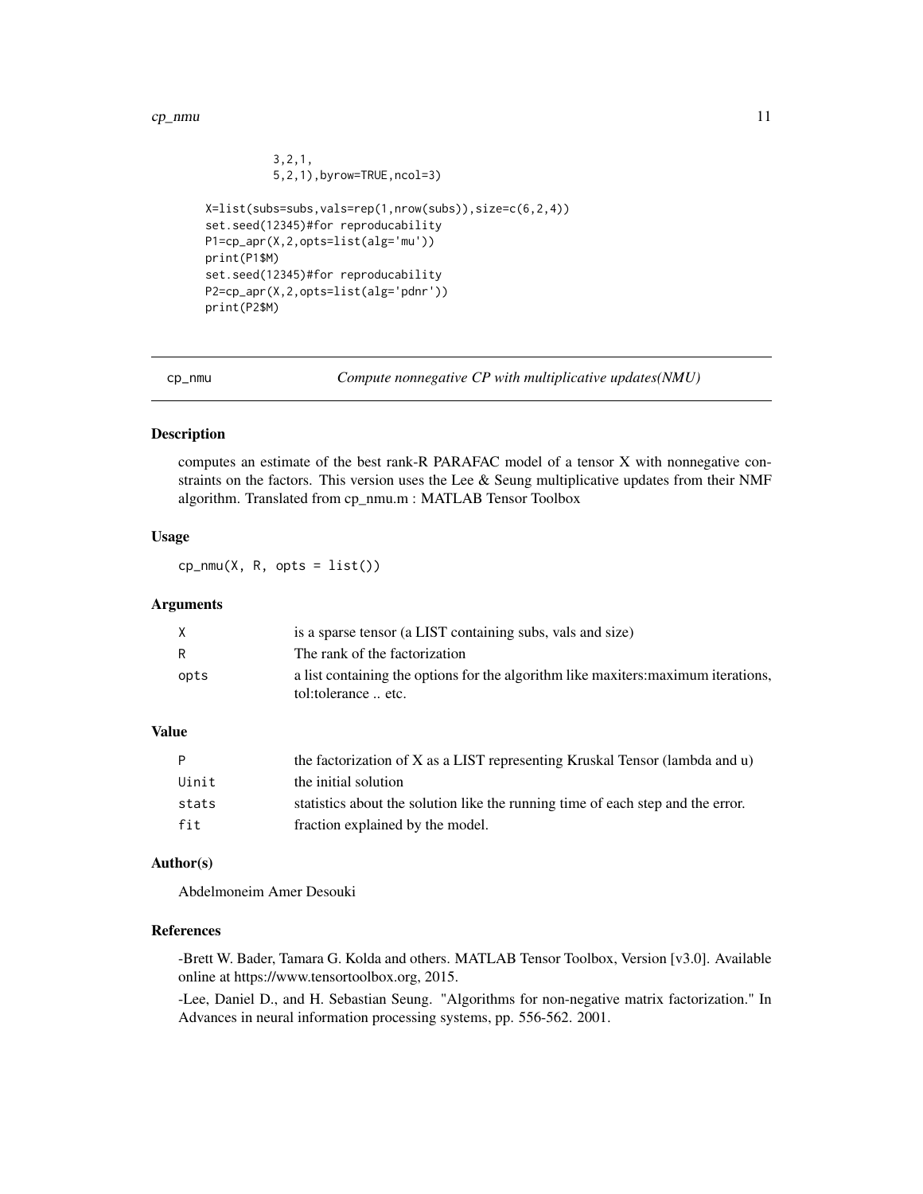```
            3,2,1,
            5,2,1),byrow=TRUE,ncol=3)

X=list(subs=subs,vals=rep(1,nrow(subs)),size=c(6,2,4))
set.seed(12345)#for reproducability
P1=cp_apr(X,2,opts=list(alg='mu'))
print(P1$M)
set.seed(12345)#for reproducability
P2=cp_apr(X,2,opts=list(alg='pdnr'))
print(P2$M)
```

## cp_nmu — *Compute nonnegative CP with multiplicative updates(NMU)*

### Description

computes an estimate of the best rank-R PARAFAC model of a tensor X with nonnegative constraints on the factors. This version uses the Lee & Seung multiplicative updates from their NMF algorithm. Translated from cp_nmu.m : MATLAB Tensor Toolbox

### Usage

```
cp_nmu(X, R, opts = list())
```

### Arguments

| | |
|---|---|
| `X` | is a sparse tensor (a LIST containing subs, vals and size) |
| `R` | The rank of the factorization |
| `opts` | a list containing the options for the algorithm like maxiters:maximum iterations, tol:tolerance .. etc. |

### Value

| | |
|---|---|
| `P` | the factorization of X as a LIST representing Kruskal Tensor (lambda and u) |
| `Uinit` | the initial solution |
| `stats` | statistics about the solution like the running time of each step and the error. |
| `fit` | fraction explained by the model. |

### Author(s)

Abdelmoneim Amer Desouki

### References

-Brett W. Bader, Tamara G. Kolda and others. MATLAB Tensor Toolbox, Version [v3.0]. Available online at https://www.tensortoolbox.org, 2015.

-Lee, Daniel D., and H. Sebastian Seung. "Algorithms for non-negative matrix factorization." In Advances in neural information processing systems, pp. 556-562. 2001.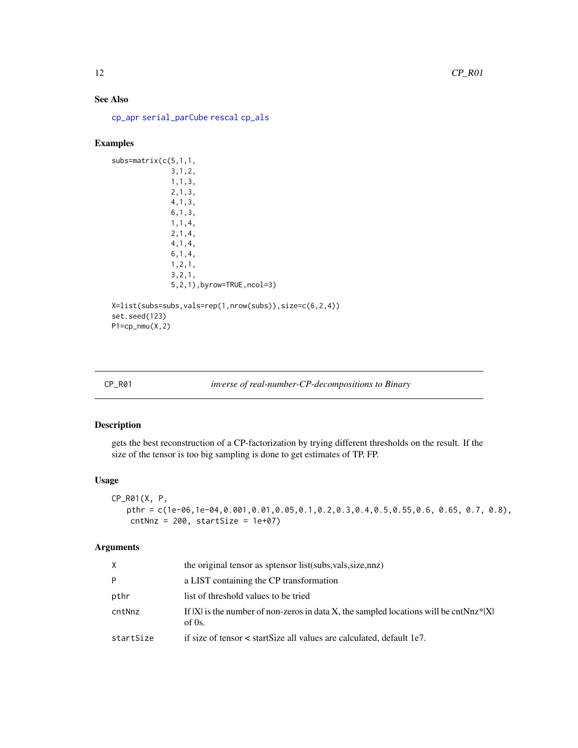## See Also

`cp_apr` `serial_parCube` `rescal` `cp_als`

## Examples

```
subs=matrix(c(5,1,1,
              3,1,2,
              1,1,3,
              2,1,3,
              4,1,3,
              6,1,3,
              1,1,4,
              2,1,4,
              4,1,4,
              6,1,4,
              1,2,1,
              3,2,1,
              5,2,1),byrow=TRUE,ncol=3)

X=list(subs=subs,vals=rep(1,nrow(subs)),size=c(6,2,4))
set.seed(123)
P1=cp_nmu(X,2)
```

---

# CP_R01 — *inverse of real-number-CP-decompositions to Binary*

## Description

gets the best reconstruction of a CP-factorization by trying different thresholds on the result. If the size of the tensor is too big sampling is done to get estimates of TP, FP.

## Usage

```
CP_R01(X, P,
   pthr = c(1e-06,1e-04,0.001,0.01,0.05,0.1,0.2,0.3,0.4,0.5,0.55,0.6, 0.65, 0.7, 0.8),
    cntNnz = 200, startSize = 1e+07)
```

## Arguments

| | |
|---|---|
| X | the original tensor as sptensor list(subs,vals,size,nnz) |
| P | a LIST containing the CP transformation |
| pthr | list of threshold values to be tried |
| cntNnz | If \|X\| is the number of non-zeros in data X, the sampled locations will be cntNnz*\|X\| of 0s. |
| startSize | if size of tensor < startSize all values are calculated, default 1e7. |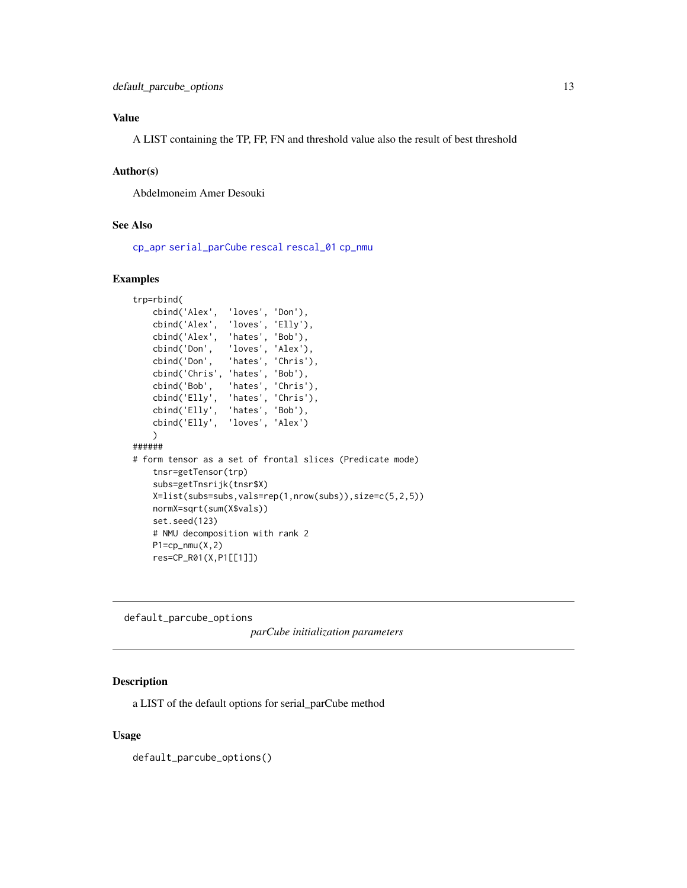### Value

A LIST containing the TP, FP, FN and threshold value also the result of best threshold

### Author(s)

Abdelmoneim Amer Desouki

### See Also

cp_apr serial_parCube rescal rescal_01 cp_nmu

### Examples

```
trp=rbind(
    cbind('Alex',  'loves', 'Don'),
    cbind('Alex',  'loves', 'Elly'),
    cbind('Alex',  'hates', 'Bob'),
    cbind('Don',   'loves', 'Alex'),
    cbind('Don',   'hates', 'Chris'),
    cbind('Chris', 'hates', 'Bob'),
    cbind('Bob',   'hates', 'Chris'),
    cbind('Elly',  'hates', 'Chris'),
    cbind('Elly',  'hates', 'Bob'),
    cbind('Elly',  'loves', 'Alex')
    )
######
# form tensor as a set of frontal slices (Predicate mode)
    tnsr=getTensor(trp)
    subs=getTnsrijk(tnsr$X)
    X=list(subs=subs,vals=rep(1,nrow(subs)),size=c(5,2,5))
    normX=sqrt(sum(X$vals))
    set.seed(123)
    # NMU decomposition with rank 2
    P1=cp_nmu(X,2)
    res=CP_R01(X,P1[[1]])
```

---

## default_parcube_options

*parCube initialization parameters*

---

### Description

a LIST of the default options for serial_parCube method

### Usage

```
default_parcube_options()
```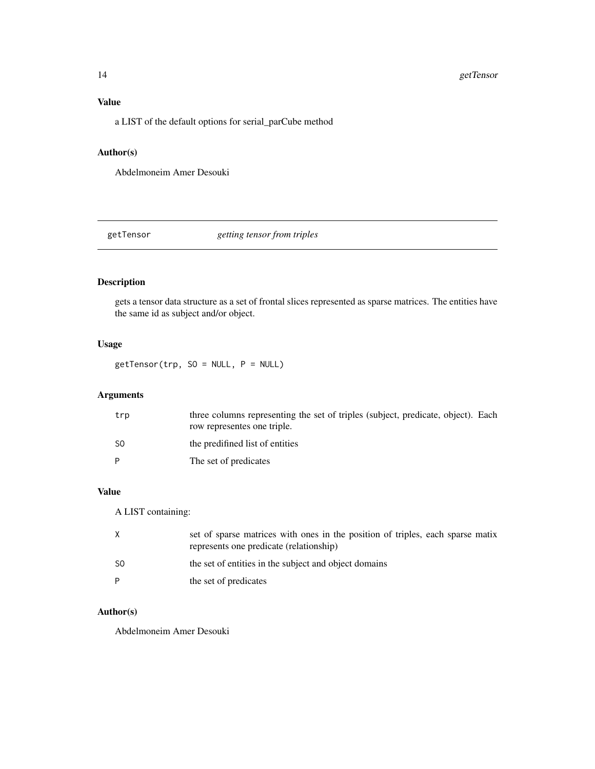### Value

a LIST of the default options for serial_parCube method

### Author(s)

Abdelmoneim Amer Desouki

---

## getTensor *getting tensor from triples*

---

### Description

gets a tensor data structure as a set of frontal slices represented as sparse matrices. The entities have the same id as subject and/or object.

### Usage

```
getTensor(trp, SO = NULL, P = NULL)
```

### Arguments

| | |
|---|---|
| `trp` | three columns representing the set of triples (subject, predicate, object). Each row representes one triple. |
| `SO` | the predifined list of entities |
| `P` | The set of predicates |

### Value

A LIST containing:

| | |
|---|---|
| `X` | set of sparse matrices with ones in the position of triples, each sparse matix represents one predicate (relationship) |
| `SO` | the set of entities in the subject and object domains |
| `P` | the set of predicates |

### Author(s)

Abdelmoneim Amer Desouki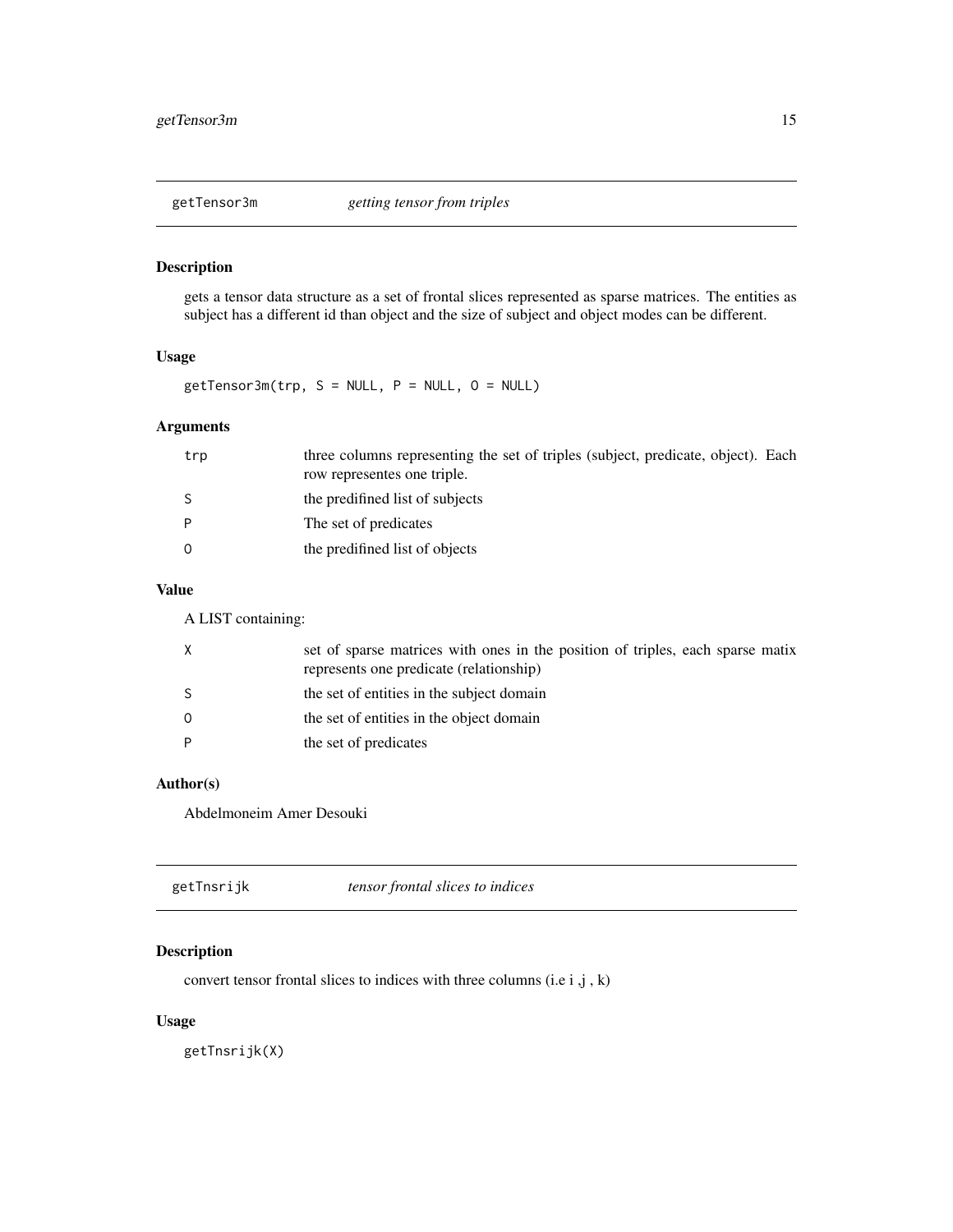## getTensor3m    *getting tensor from triples*

### Description

gets a tensor data structure as a set of frontal slices represented as sparse matrices. The entities as subject has a different id than object and the size of subject and object modes can be different.

### Usage

```
getTensor3m(trp, S = NULL, P = NULL, O = NULL)
```

### Arguments

| | |
|---|---|
| trp | three columns representing the set of triples (subject, predicate, object). Each row representes one triple. |
| S | the predifined list of subjects |
| P | The set of predicates |
| O | the predifined list of objects |

### Value

A LIST containing:

| | |
|---|---|
| X | set of sparse matrices with ones in the position of triples, each sparse matix represents one predicate (relationship) |
| S | the set of entities in the subject domain |
| O | the set of entities in the object domain |
| P | the set of predicates |

### Author(s)

Abdelmoneim Amer Desouki

## getTnsrijk    *tensor frontal slices to indices*

### Description

convert tensor frontal slices to indices with three columns (i.e i ,j , k)

### Usage

```
getTnsrijk(X)
```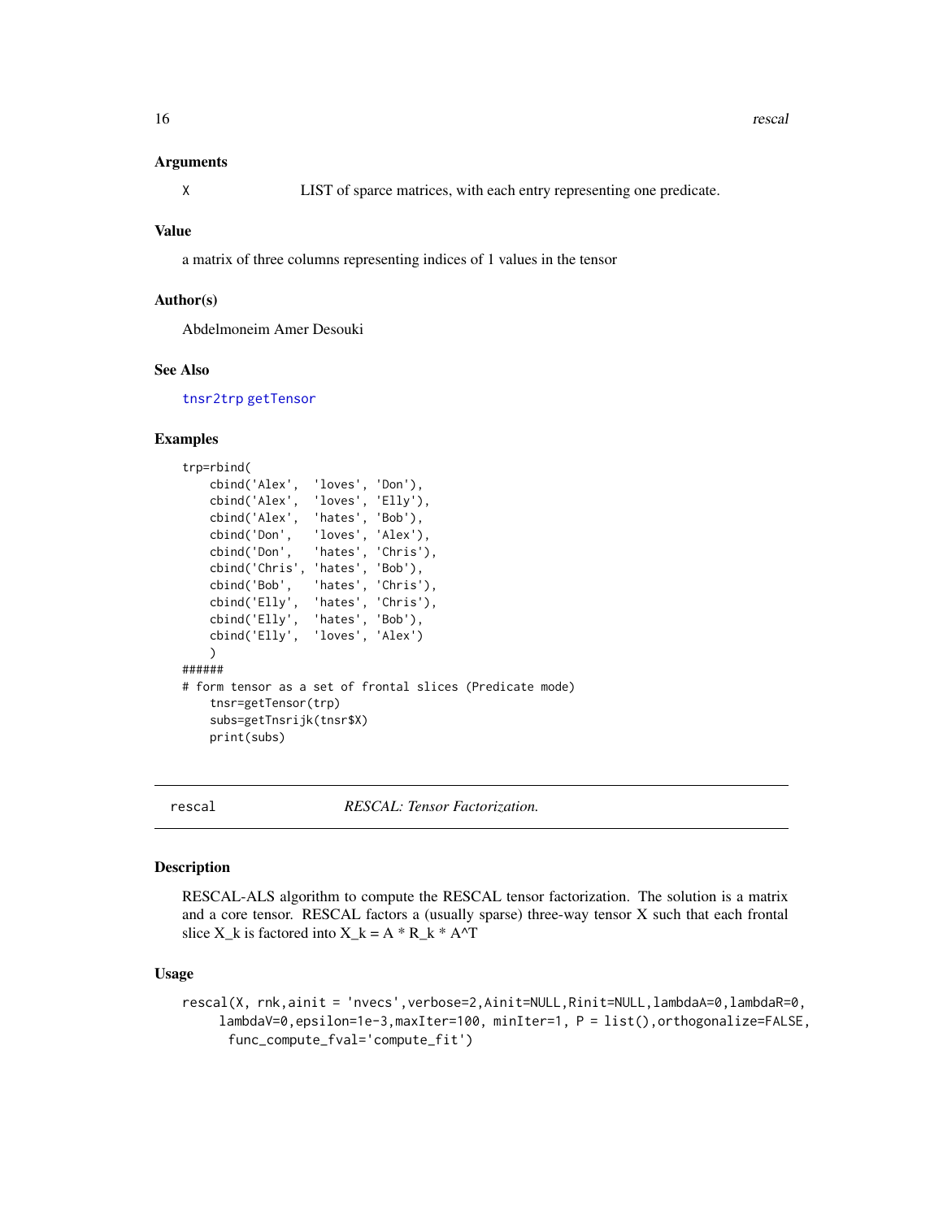### Arguments

X LIST of sparce matrices, with each entry representing one predicate.

### Value

a matrix of three columns representing indices of 1 values in the tensor

### Author(s)

Abdelmoneim Amer Desouki

### See Also

tnsr2trp getTensor

### Examples

```
trp=rbind(
    cbind('Alex',  'loves', 'Don'),
    cbind('Alex',  'loves', 'Elly'),
    cbind('Alex',  'hates', 'Bob'),
    cbind('Don',   'loves', 'Alex'),
    cbind('Don',   'hates', 'Chris'),
    cbind('Chris', 'hates', 'Bob'),
    cbind('Bob',   'hates', 'Chris'),
    cbind('Elly',  'hates', 'Chris'),
    cbind('Elly',  'hates', 'Bob'),
    cbind('Elly',  'loves', 'Alex')
    )
######
# form tensor as a set of frontal slices (Predicate mode)
    tnsr=getTensor(trp)
    subs=getTnsrijk(tnsr$X)
    print(subs)
```

---

## rescal *RESCAL: Tensor Factorization.*

### Description

RESCAL-ALS algorithm to compute the RESCAL tensor factorization. The solution is a matrix and a core tensor. RESCAL factors a (usually sparse) three-way tensor X such that each frontal slice X_k is factored into X_k = A * R_k * A^T

### Usage

```
rescal(X, rnk,ainit = 'nvecs',verbose=2,Ainit=NULL,Rinit=NULL,lambdaA=0,lambdaR=0,
    lambdaV=0,epsilon=1e-3,maxIter=100, minIter=1, P = list(),orthogonalize=FALSE,
     func_compute_fval='compute_fit')
```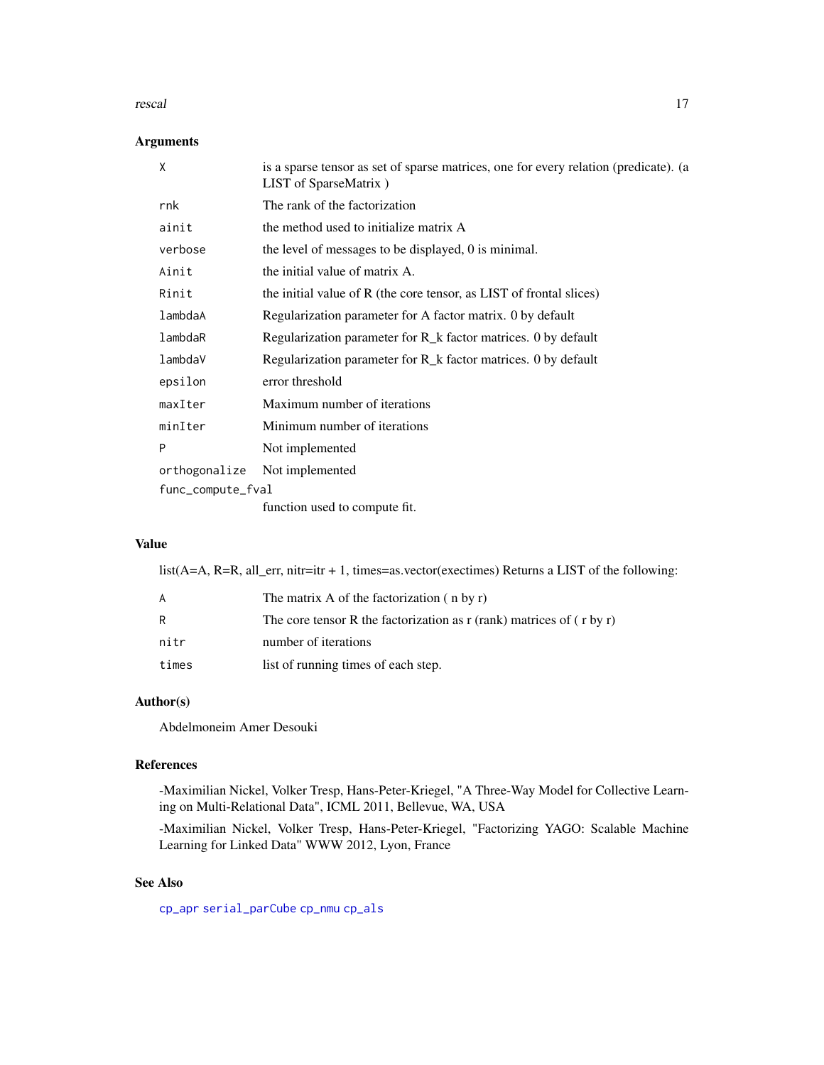## Arguments

| | |
|---|---|
| X | is a sparse tensor as set of sparse matrices, one for every relation (predicate). (a LIST of SparseMatrix ) |
| rnk | The rank of the factorization |
| ainit | the method used to initialize matrix A |
| verbose | the level of messages to be displayed, 0 is minimal. |
| Ainit | the initial value of matrix A. |
| Rinit | the initial value of R (the core tensor, as LIST of frontal slices) |
| lambdaA | Regularization parameter for A factor matrix. 0 by default |
| lambdaR | Regularization parameter for R_k factor matrices. 0 by default |
| lambdaV | Regularization parameter for R_k factor matrices. 0 by default |
| epsilon | error threshold |
| maxIter | Maximum number of iterations |
| minIter | Minimum number of iterations |
| P | Not implemented |
| orthogonalize | Not implemented |
| func_compute_fval | function used to compute fit. |

## Value

list(A=A, R=R, all_err, nitr=itr + 1, times=as.vector(exectimes) Returns a LIST of the following:

| | |
|---|---|
| A | The matrix A of the factorization ( n by r) |
| R | The core tensor R the factorization as r (rank) matrices of ( r by r) |
| nitr | number of iterations |
| times | list of running times of each step. |

## Author(s)

Abdelmoneim Amer Desouki

## References

-Maximilian Nickel, Volker Tresp, Hans-Peter-Kriegel, "A Three-Way Model for Collective Learning on Multi-Relational Data", ICML 2011, Bellevue, WA, USA

-Maximilian Nickel, Volker Tresp, Hans-Peter-Kriegel, "Factorizing YAGO: Scalable Machine Learning for Linked Data" WWW 2012, Lyon, France

## See Also

cp_apr serial_parCube cp_nmu cp_als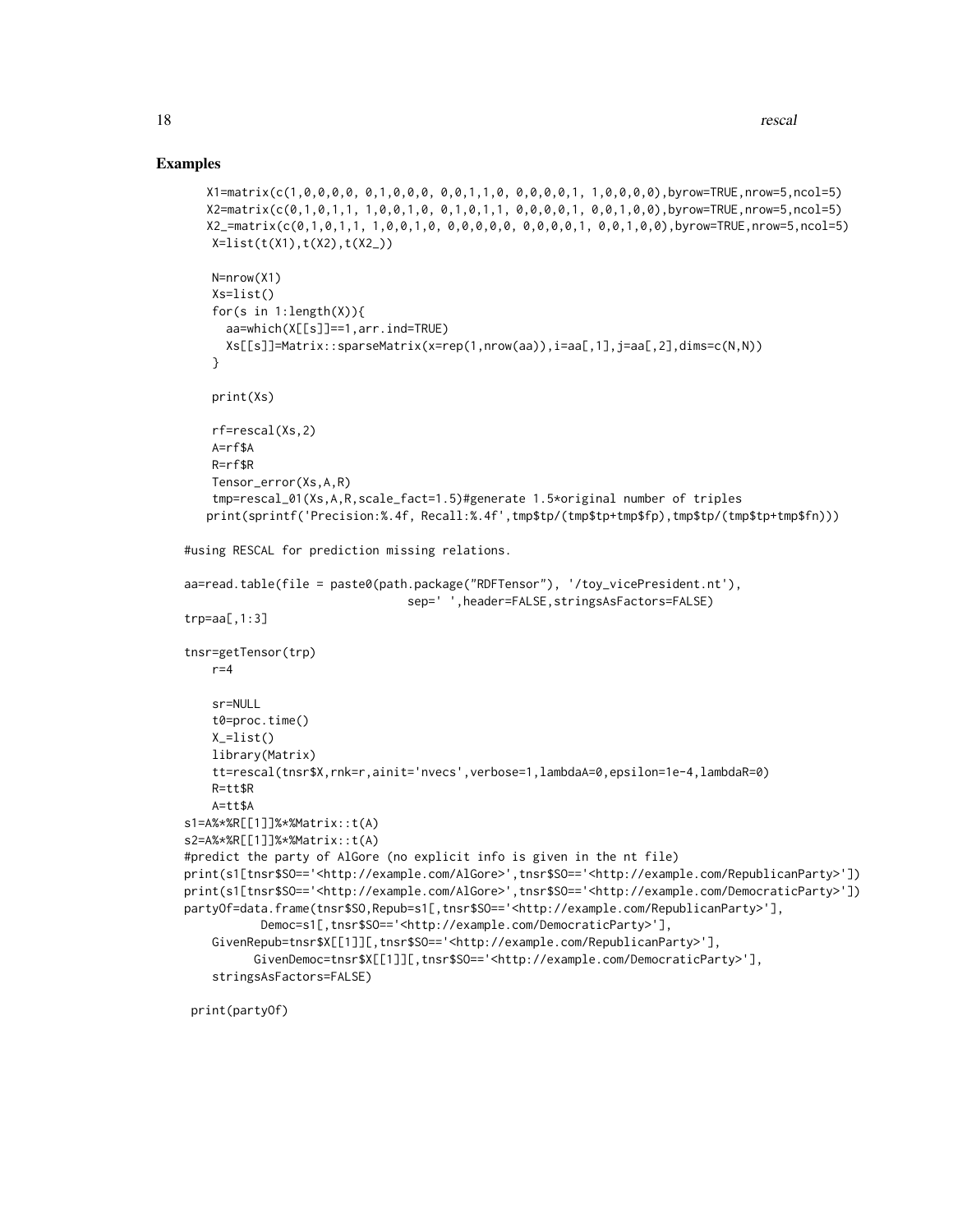## Examples

```
X1=matrix(c(1,0,0,0,0, 0,1,0,0,0, 0,0,1,1,0, 0,0,0,0,1, 1,0,0,0,0),byrow=TRUE,nrow=5,ncol=5)
X2=matrix(c(0,1,0,1,1, 1,0,0,1,0, 0,1,0,1,1, 0,0,0,0,1, 0,0,1,0,0),byrow=TRUE,nrow=5,ncol=5)
X2_=matrix(c(0,1,0,1,1, 1,0,0,1,0, 0,0,0,0,0, 0,0,0,0,1, 0,0,1,0,0),byrow=TRUE,nrow=5,ncol=5)
 X=list(t(X1),t(X2),t(X2_))

 N=nrow(X1)
 Xs=list()
 for(s in 1:length(X)){
   aa=which(X[[s]]==1,arr.ind=TRUE)
   Xs[[s]]=Matrix::sparseMatrix(x=rep(1,nrow(aa)),i=aa[,1],j=aa[,2],dims=c(N,N))
 }

 print(Xs)

 rf=rescal(Xs,2)
 A=rf$A
 R=rf$R
 Tensor_error(Xs,A,R)
 tmp=rescal_01(Xs,A,R,scale_fact=1.5)#generate 1.5*original number of triples
print(sprintf('Precision:%.4f, Recall:%.4f',tmp$tp/(tmp$tp+tmp$fp),tmp$tp/(tmp$tp+tmp$fn)))

#using RESCAL for prediction missing relations.

aa=read.table(file = paste0(path.package("RDFTensor"), '/toy_vicePresident.nt'),
                                 sep=' ',header=FALSE,stringsAsFactors=FALSE)
trp=aa[,1:3]

tnsr=getTensor(trp)
    r=4

    sr=NULL
    t0=proc.time()
    X_=list()
    library(Matrix)
    tt=rescal(tnsr$X,rnk=r,ainit='nvecs',verbose=1,lambdaA=0,epsilon=1e-4,lambdaR=0)
    R=tt$R
    A=tt$A
s1=A%*%R[[1]]%*%Matrix::t(A)
s2=A%*%R[[1]]%*%Matrix::t(A)
#predict the party of AlGore (no explicit info is given in the nt file)
print(s1[tnsr$SO=='<http://example.com/AlGore>',tnsr$SO=='<http://example.com/RepublicanParty>'])
print(s1[tnsr$SO=='<http://example.com/AlGore>',tnsr$SO=='<http://example.com/DemocraticParty>'])
partyOf=data.frame(tnsr$SO,Repub=s1[,tnsr$SO=='<http://example.com/RepublicanParty>'],
          Democ=s1[,tnsr$SO=='<http://example.com/DemocraticParty>'],
    GivenRepub=tnsr$X[[1]][,tnsr$SO=='<http://example.com/RepublicanParty>'],
          GivenDemoc=tnsr$X[[1]][,tnsr$SO=='<http://example.com/DemocraticParty>'],
    stringsAsFactors=FALSE)

 print(partyOf)
```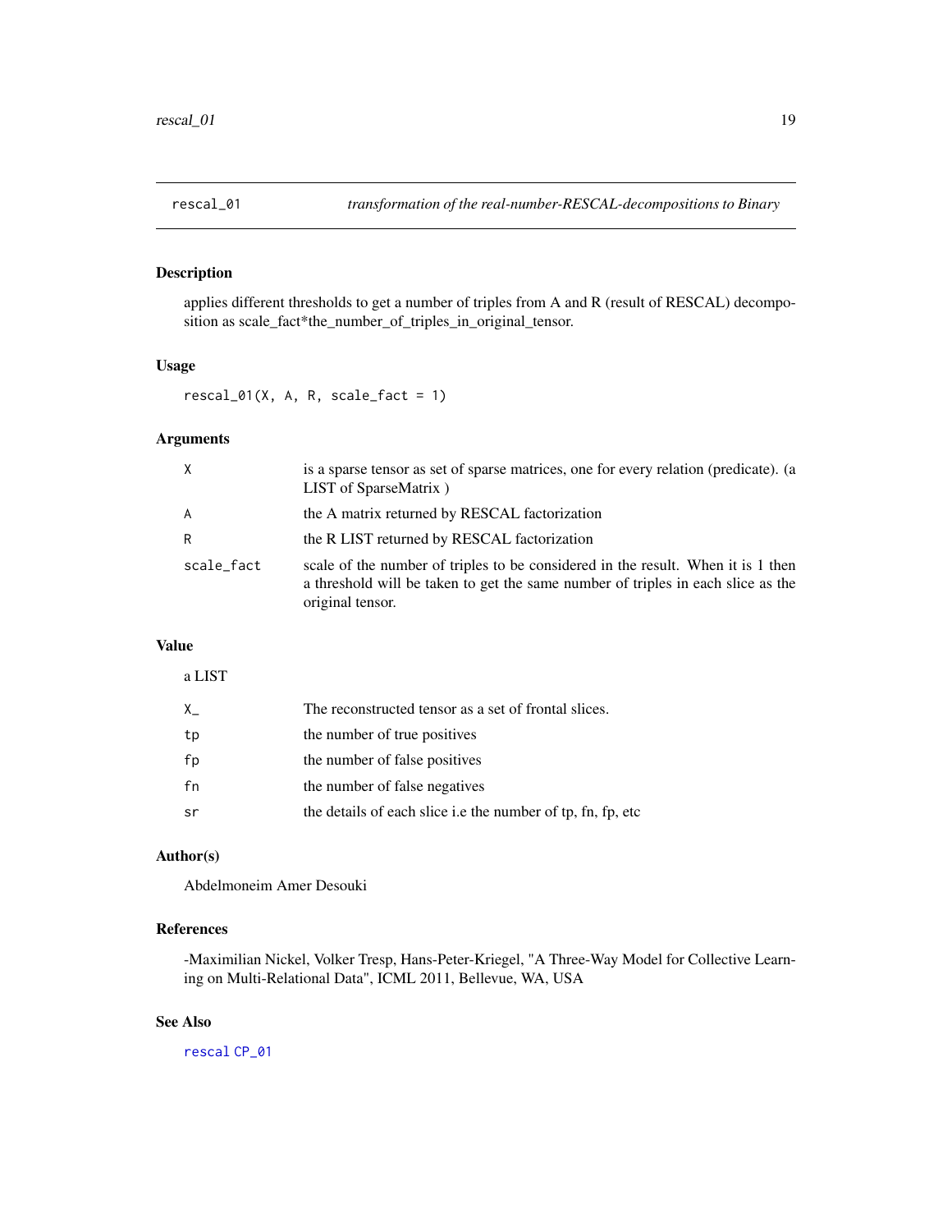## rescal_01 — *transformation of the real-number-RESCAL-decompositions to Binary*

### Description

applies different thresholds to get a number of triples from A and R (result of RESCAL) decomposition as scale_fact*the_number_of_triples_in_original_tensor.

### Usage

```
rescal_01(X, A, R, scale_fact = 1)
```

### Arguments

| | |
|---|---|
| X | is a sparse tensor as set of sparse matrices, one for every relation (predicate). (a LIST of SparseMatrix ) |
| A | the A matrix returned by RESCAL factorization |
| R | the R LIST returned by RESCAL factorization |
| scale_fact | scale of the number of triples to be considered in the result. When it is 1 then a threshold will be taken to get the same number of triples in each slice as the original tensor. |

### Value

a LIST

| | |
|---|---|
| X_ | The reconstructed tensor as a set of frontal slices. |
| tp | the number of true positives |
| fp | the number of false positives |
| fn | the number of false negatives |
| sr | the details of each slice i.e the number of tp, fn, fp, etc |

### Author(s)

Abdelmoneim Amer Desouki

### References

-Maximilian Nickel, Volker Tresp, Hans-Peter-Kriegel, "A Three-Way Model for Collective Learning on Multi-Relational Data", ICML 2011, Bellevue, WA, USA

### See Also

rescal CP_01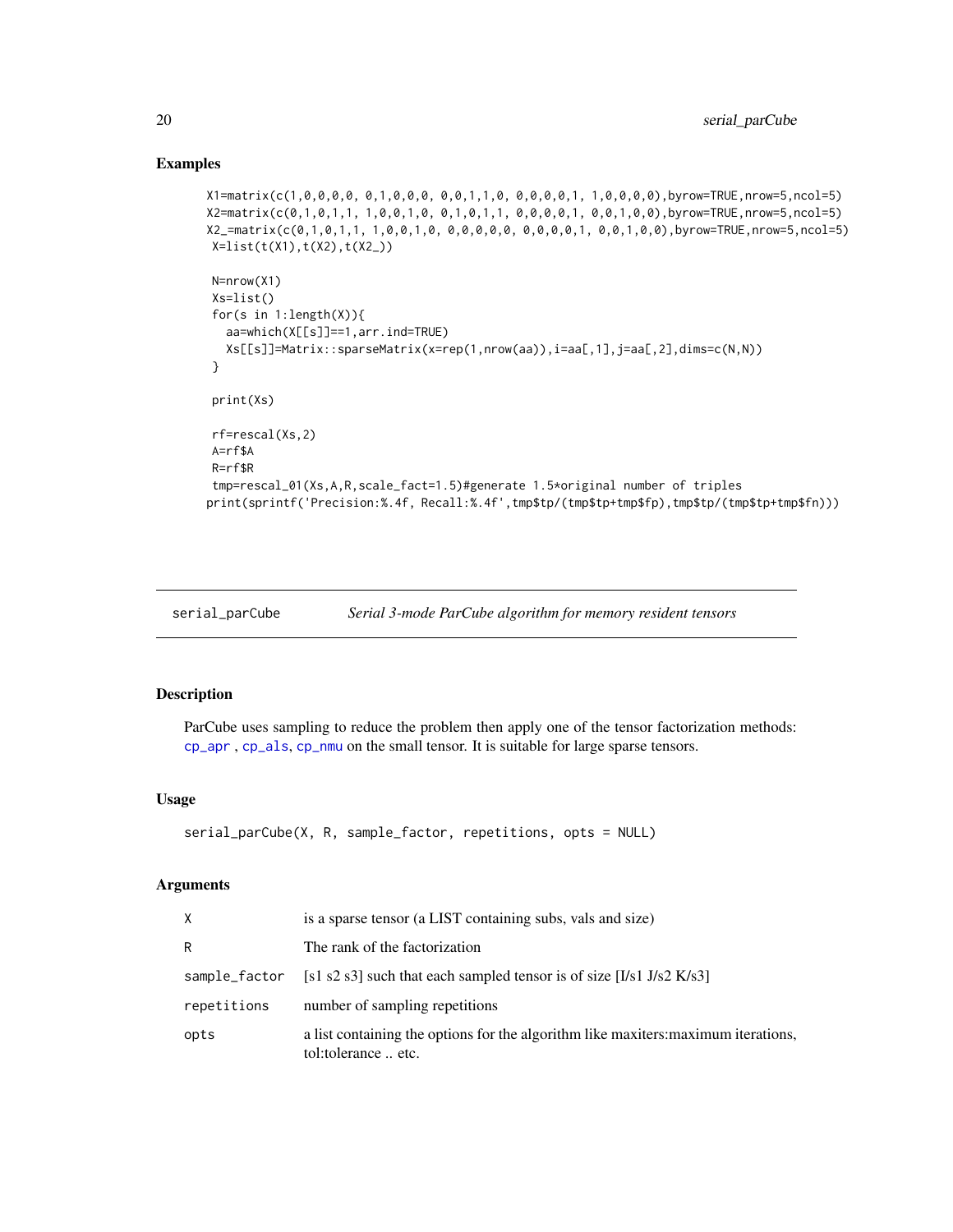## Examples

```
X1=matrix(c(1,0,0,0,0, 0,1,0,0,0, 0,0,1,1,0, 0,0,0,0,1, 1,0,0,0,0),byrow=TRUE,nrow=5,ncol=5)
X2=matrix(c(0,1,0,1,1, 1,0,0,1,0, 0,1,0,1,1, 0,0,0,0,1, 0,0,1,0,0),byrow=TRUE,nrow=5,ncol=5)
X2_=matrix(c(0,1,0,1,1, 1,0,0,1,0, 0,0,0,0,0, 0,0,0,0,1, 0,0,1,0,0),byrow=TRUE,nrow=5,ncol=5)
 X=list(t(X1),t(X2),t(X2_))

 N=nrow(X1)
 Xs=list()
 for(s in 1:length(X)){
   aa=which(X[[s]]==1,arr.ind=TRUE)
   Xs[[s]]=Matrix::sparseMatrix(x=rep(1,nrow(aa)),i=aa[,1],j=aa[,2],dims=c(N,N))
 }

 print(Xs)

 rf=rescal(Xs,2)
 A=rf$A
 R=rf$R
 tmp=rescal_01(Xs,A,R,scale_fact=1.5)#generate 1.5*original number of triples
print(sprintf('Precision:%.4f, Recall:%.4f',tmp$tp/(tmp$tp+tmp$fp),tmp$tp/(tmp$tp+tmp$fn)))
```

---

# serial_parCube — *Serial 3-mode ParCube algorithm for memory resident tensors*

---

## Description

ParCube uses sampling to reduce the problem then apply one of the tensor factorization methods: cp_apr , cp_als, cp_nmu on the small tensor. It is suitable for large sparse tensors.

## Usage

```
serial_parCube(X, R, sample_factor, repetitions, opts = NULL)
```

## Arguments

| | |
|---|---|
| X | is a sparse tensor (a LIST containing subs, vals and size) |
| R | The rank of the factorization |
| sample_factor | [s1 s2 s3] such that each sampled tensor is of size [I/s1 J/s2 K/s3] |
| repetitions | number of sampling repetitions |
| opts | a list containing the options for the algorithm like maxiters:maximum iterations, tol:tolerance .. etc. |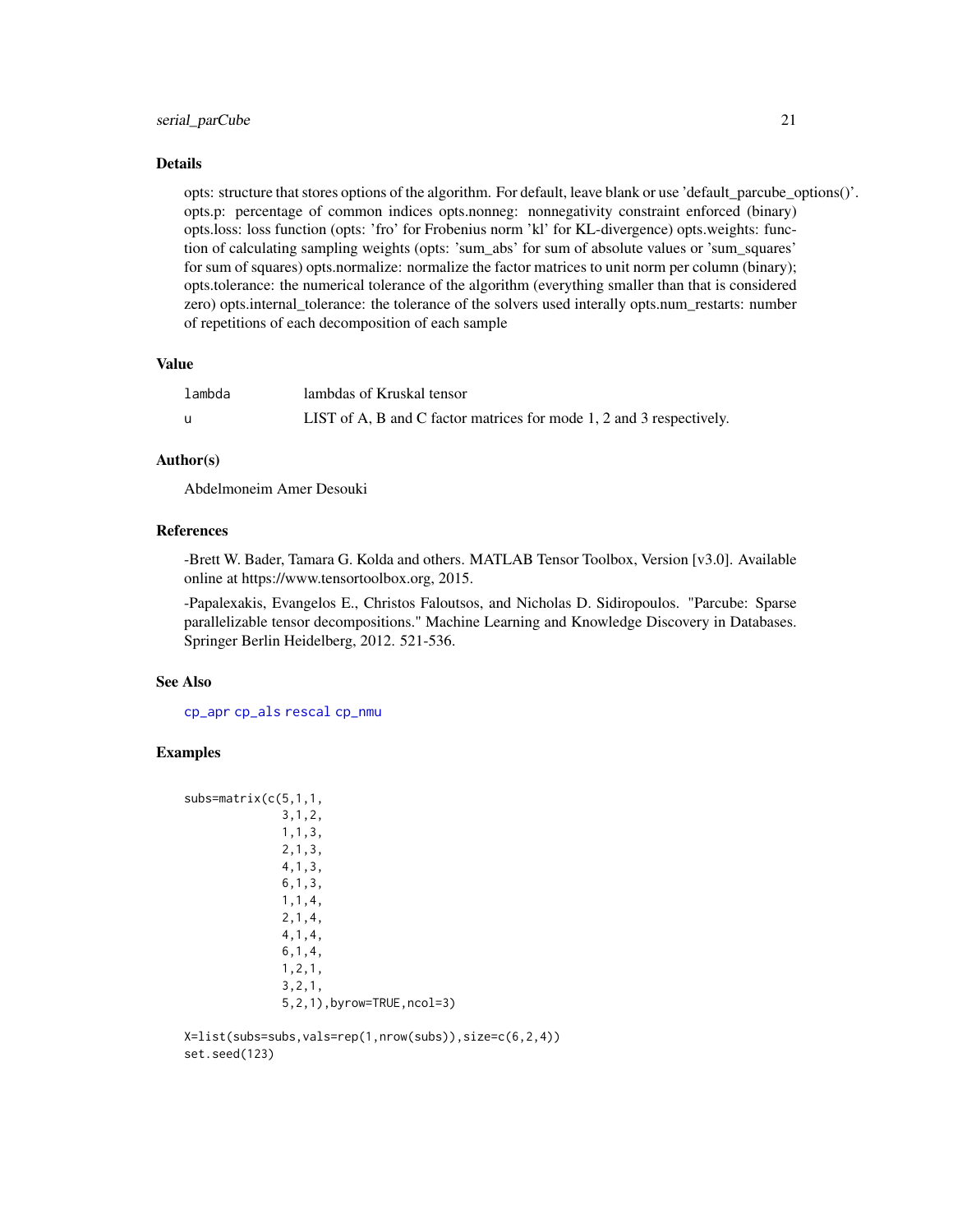### Details

opts: structure that stores options of the algorithm. For default, leave blank or use 'default_parcube_options()'. opts.p: percentage of common indices opts.nonneg: nonnegativity constraint enforced (binary) opts.loss: loss function (opts: 'fro' for Frobenius norm 'kl' for KL-divergence) opts.weights: function of calculating sampling weights (opts: 'sum_abs' for sum of absolute values or 'sum_squares' for sum of squares) opts.normalize: normalize the factor matrices to unit norm per column (binary); opts.tolerance: the numerical tolerance of the algorithm (everything smaller than that is considered zero) opts.internal_tolerance: the tolerance of the solvers used interally opts.num_restarts: number of repetitions of each decomposition of each sample

### Value

| | |
|---|---|
| lambda | lambdas of Kruskal tensor |
| u | LIST of A, B and C factor matrices for mode 1, 2 and 3 respectively. |

### Author(s)

Abdelmoneim Amer Desouki

### References

-Brett W. Bader, Tamara G. Kolda and others. MATLAB Tensor Toolbox, Version [v3.0]. Available online at https://www.tensortoolbox.org, 2015.

-Papalexakis, Evangelos E., Christos Faloutsos, and Nicholas D. Sidiropoulos. "Parcube: Sparse parallelizable tensor decompositions." Machine Learning and Knowledge Discovery in Databases. Springer Berlin Heidelberg, 2012. 521-536.

### See Also

cp_apr cp_als rescal cp_nmu

### Examples

```
subs=matrix(c(5,1,1,
              3,1,2,
              1,1,3,
              2,1,3,
              4,1,3,
              6,1,3,
              1,1,4,
              2,1,4,
              4,1,4,
              6,1,4,
              1,2,1,
              3,2,1,
              5,2,1),byrow=TRUE,ncol=3)

X=list(subs=subs,vals=rep(1,nrow(subs)),size=c(6,2,4))
set.seed(123)
```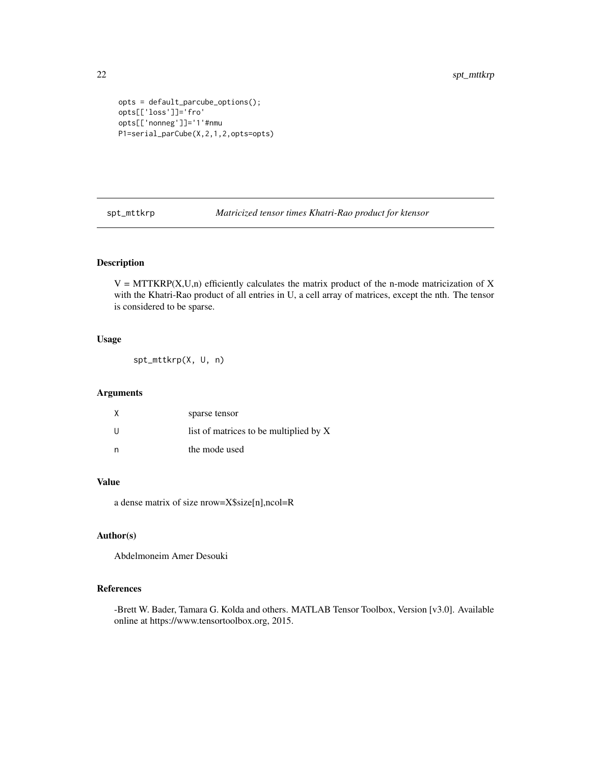```
opts = default_parcube_options();
opts[['loss']]='fro'
opts[['nonneg']]='1'#nmu
P1=serial_parCube(X,2,1,2,opts=opts)
```

## spt_mttkrp — *Matricized tensor times Khatri-Rao product for ktensor*

### Description

V = MTTKRP(X,U,n) efficiently calculates the matrix product of the n-mode matricization of X with the Khatri-Rao product of all entries in U, a cell array of matrices, except the nth. The tensor is considered to be sparse.

### Usage

```
spt_mttkrp(X, U, n)
```

### Arguments

| | |
|---|---|
| X | sparse tensor |
| U | list of matrices to be multiplied by X |
| n | the mode used |

### Value

a dense matrix of size nrow=X$size[n],ncol=R

### Author(s)

Abdelmoneim Amer Desouki

### References

-Brett W. Bader, Tamara G. Kolda and others. MATLAB Tensor Toolbox, Version [v3.0]. Available online at https://www.tensortoolbox.org, 2015.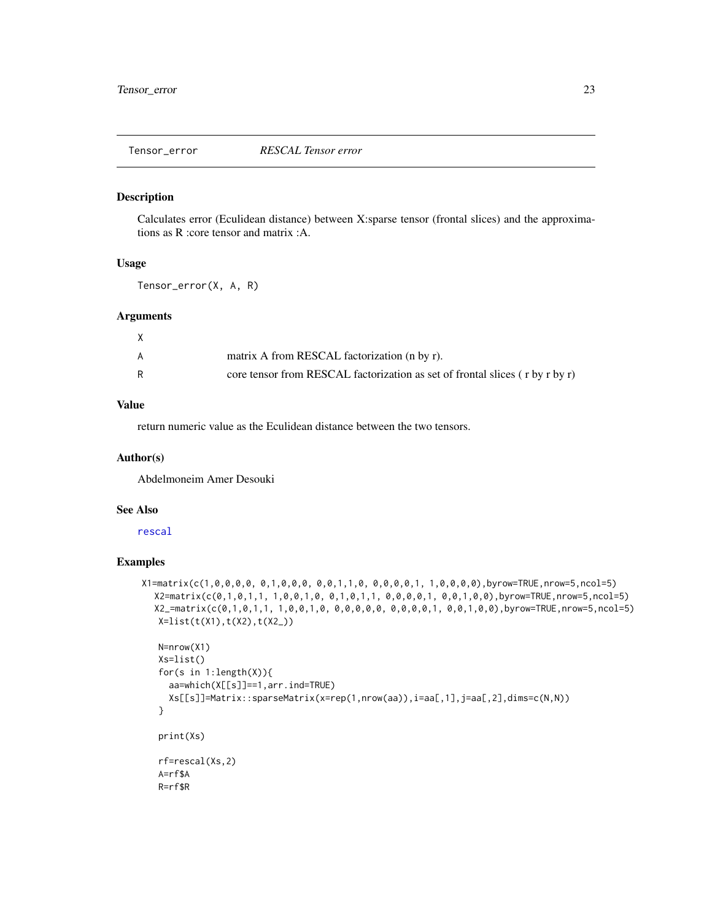## Tensor_error &nbsp;&nbsp;&nbsp;&nbsp; *RESCAL Tensor error*

### Description

Calculates error (Eculidean distance) between X:sparse tensor (frontal slices) and the approximations as R :core tensor and matrix :A.

### Usage

```
Tensor_error(X, A, R)
```

### Arguments

| | |
|---|---|
| X | |
| A | matrix A from RESCAL factorization (n by r). |
| R | core tensor from RESCAL factorization as set of frontal slices ( r by r by r) |

### Value

return numeric value as the Eculidean distance between the two tensors.

### Author(s)

Abdelmoneim Amer Desouki

### See Also

rescal

### Examples

```
X1=matrix(c(1,0,0,0,0, 0,1,0,0,0, 0,0,1,1,0, 0,0,0,0,1, 1,0,0,0,0),byrow=TRUE,nrow=5,ncol=5)
   X2=matrix(c(0,1,0,1,1, 1,0,0,1,0, 0,1,0,1,1, 0,0,0,0,1, 0,0,1,0,0),byrow=TRUE,nrow=5,ncol=5)
   X2_=matrix(c(0,1,0,1,1, 1,0,0,1,0, 0,0,0,0,0, 0,0,0,0,1, 0,0,1,0,0),byrow=TRUE,nrow=5,ncol=5)
    X=list(t(X1),t(X2),t(X2_))

    N=nrow(X1)
    Xs=list()
    for(s in 1:length(X)){
      aa=which(X[[s]]==1,arr.ind=TRUE)
      Xs[[s]]=Matrix::sparseMatrix(x=rep(1,nrow(aa)),i=aa[,1],j=aa[,2],dims=c(N,N))
    }

    print(Xs)

    rf=rescal(Xs,2)
    A=rf$A
    R=rf$R
```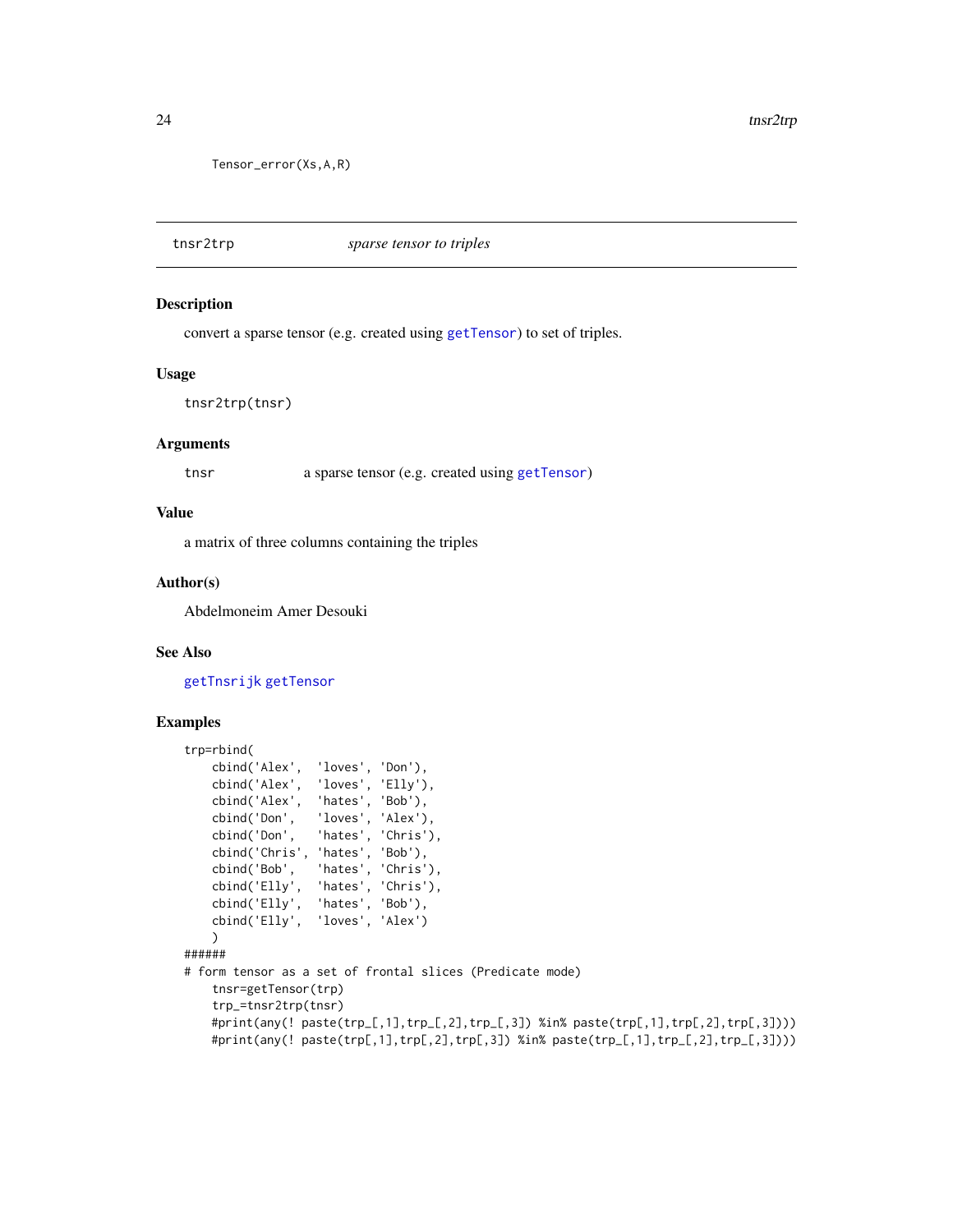```
Tensor_error(Xs,A,R)
```

## tnsr2trp *sparse tensor to triples*

### Description

convert a sparse tensor (e.g. created using getTensor) to set of triples.

### Usage

```
tnsr2trp(tnsr)
```

### Arguments

| | |
|---|---|
| tnsr | a sparse tensor (e.g. created using getTensor) |

### Value

a matrix of three columns containing the triples

### Author(s)

Abdelmoneim Amer Desouki

### See Also

getTnsrijk getTensor

### Examples

```
trp=rbind(
    cbind('Alex',  'loves', 'Don'),
    cbind('Alex',  'loves', 'Elly'),
    cbind('Alex',  'hates', 'Bob'),
    cbind('Don',   'loves', 'Alex'),
    cbind('Don',   'hates', 'Chris'),
    cbind('Chris', 'hates', 'Bob'),
    cbind('Bob',   'hates', 'Chris'),
    cbind('Elly',  'hates', 'Chris'),
    cbind('Elly',  'hates', 'Bob'),
    cbind('Elly',  'loves', 'Alex')
    )
######
# form tensor as a set of frontal slices (Predicate mode)
    tnsr=getTensor(trp)
    trp_=tnsr2trp(tnsr)
    #print(any(! paste(trp_[,1],trp_[,2],trp_[,3]) %in% paste(trp[,1],trp[,2],trp[,3])))
    #print(any(! paste(trp[,1],trp[,2],trp[,3]) %in% paste(trp_[,1],trp_[,2],trp_[,3])))
```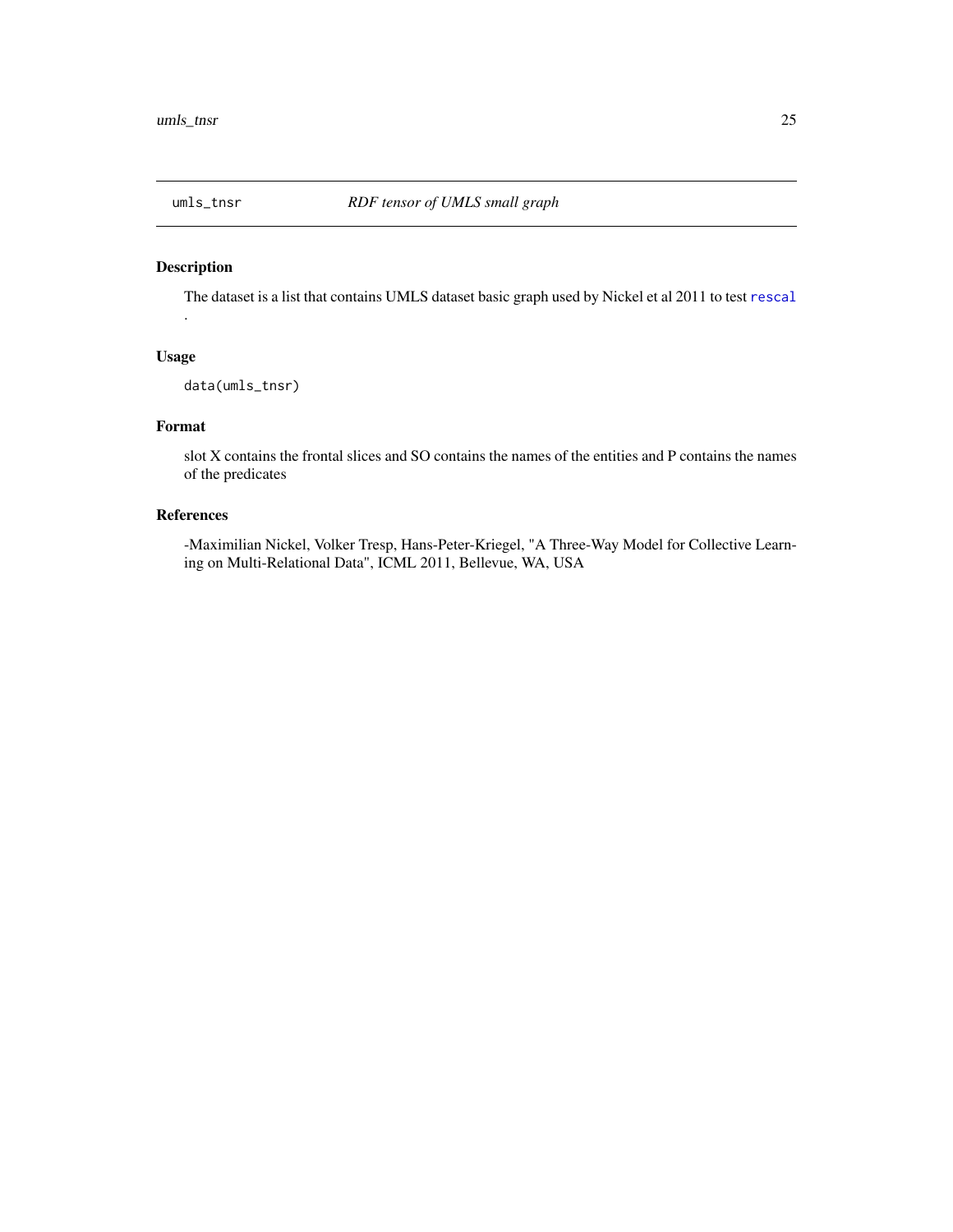umls_tnsr *RDF tensor of UMLS small graph*

## Description

The dataset is a list that contains UMLS dataset basic graph used by Nickel et al 2011 to test rescal .

## Usage

```
data(umls_tnsr)
```

## Format

slot X contains the frontal slices and SO contains the names of the entities and P contains the names of the predicates

## References

-Maximilian Nickel, Volker Tresp, Hans-Peter-Kriegel, "A Three-Way Model for Collective Learning on Multi-Relational Data", ICML 2011, Bellevue, WA, USA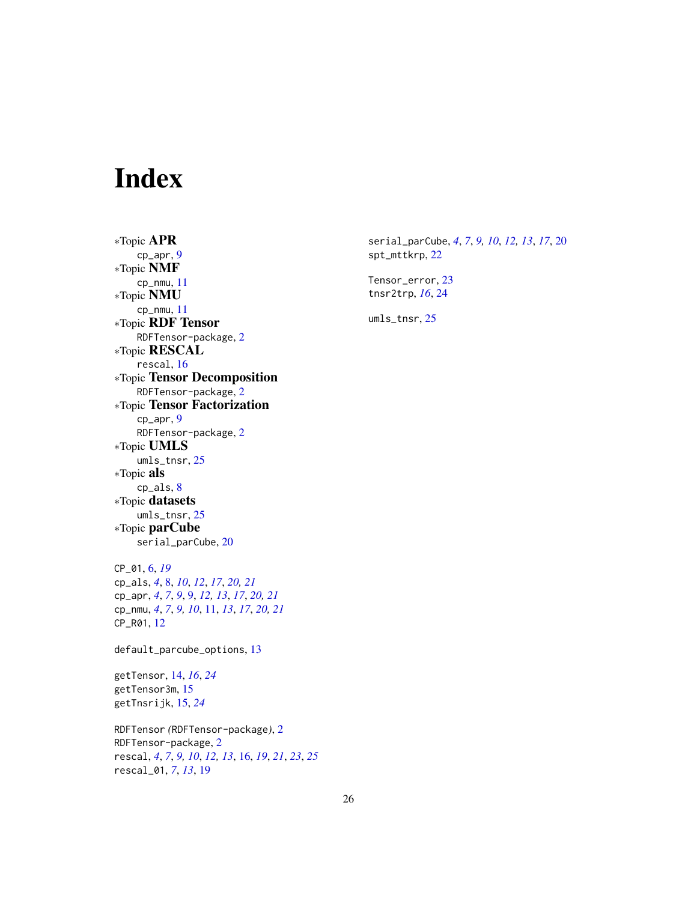# Index

*Topic **APR**
  cp_apr, 9
*Topic **NMF**
  cp_nmu, 11
*Topic **NMU**
  cp_nmu, 11
*Topic **RDF Tensor**
  RDFTensor-package, 2
*Topic **RESCAL**
  rescal, 16
*Topic **Tensor Decomposition**
  RDFTensor-package, 2
*Topic **Tensor Factorization**
  cp_apr, 9
  RDFTensor-package, 2
*Topic **UMLS**
  umls_tnsr, 25
*Topic **als**
  cp_als, 8
*Topic **datasets**
  umls_tnsr, 25
*Topic **parCube**
  serial_parCube, 20

CP_01, 6, *19*
cp_als, *4*, 8, *10*, *12*, *17*, *20, 21*
cp_apr, *4*, *7*, *9*, 9, *12, 13*, *17*, *20, 21*
cp_nmu, *4*, *7*, *9, 10*, 11, *13*, *17*, *20, 21*
CP_R01, 12

default_parcube_options, 13

getTensor, 14, *16*, *24*
getTensor3m, 15
getTnsrijk, 15, *24*

RDFTensor *(*RDFTensor-package*)*, 2
RDFTensor-package, 2
rescal, *4*, *7*, *9, 10*, *12, 13*, 16, *19*, *21*, *23*, *25*
rescal_01, *7*, *13*, 19

serial_parCube, *4*, *7*, *9, 10*, *12, 13*, *17*, 20
spt_mttkrp, 22

Tensor_error, 23
tnsr2trp, *16*, 24

umls_tnsr, 25